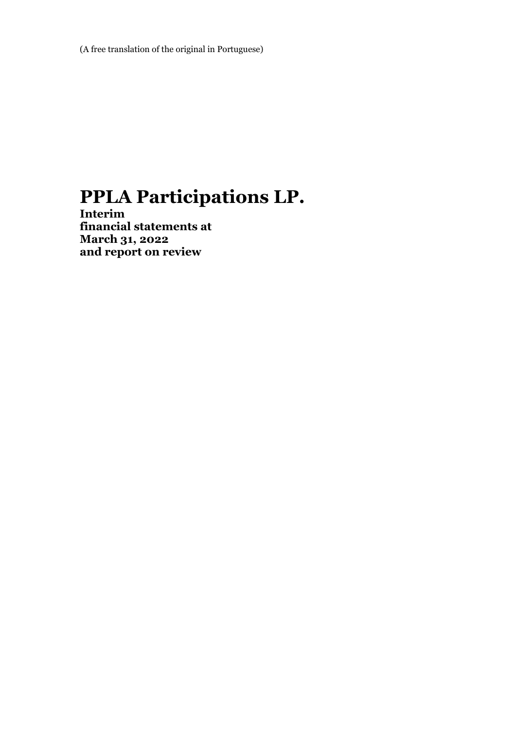(A free translation of the original in Portuguese)

# PPLA Participations LP.

**Interim**
**financial statements at**
**March 31, 2022**
**and report on review**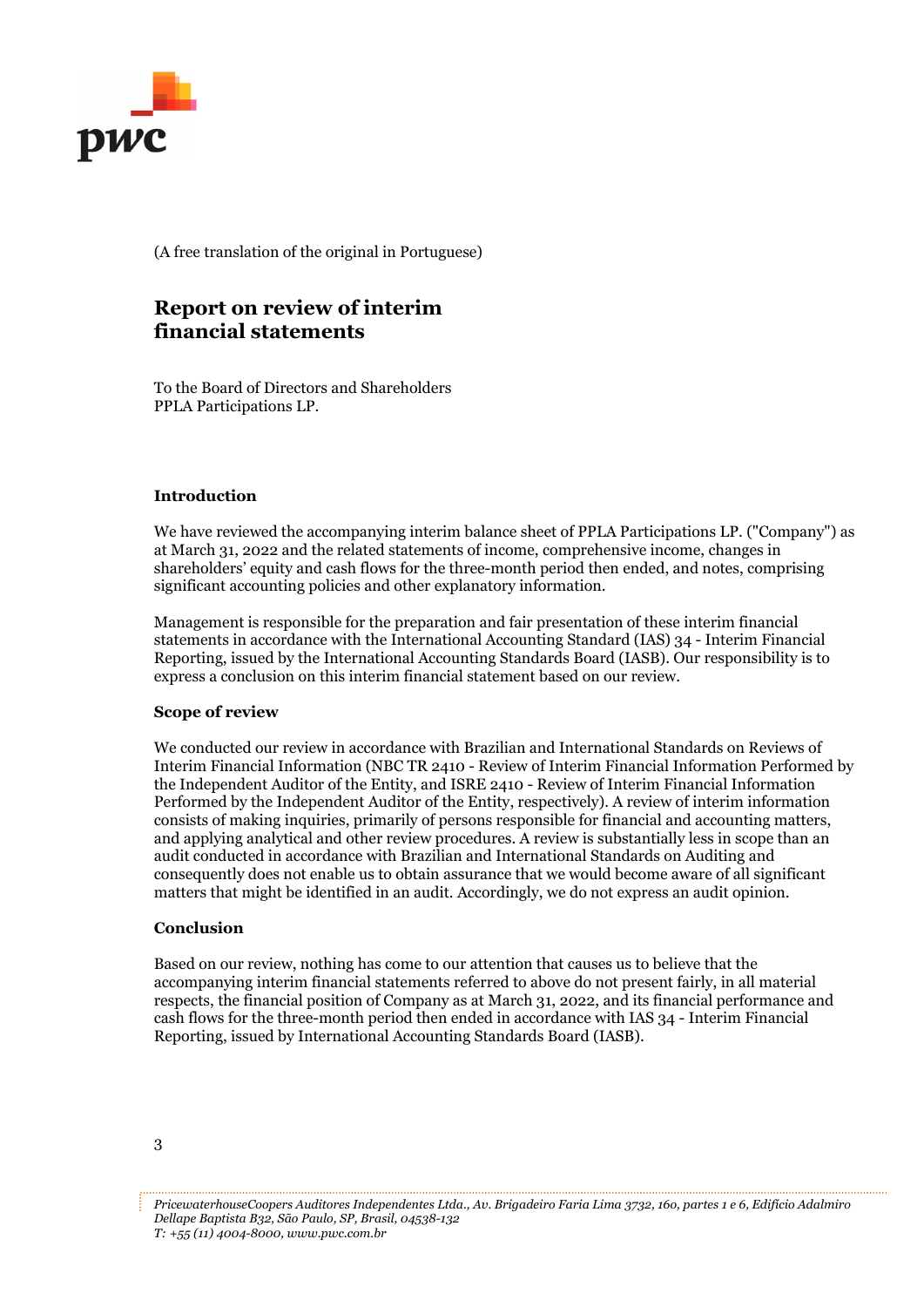(A free translation of the original in Portuguese)

# Report on review of interim financial statements

To the Board of Directors and Shareholders
PPLA Participations LP.

### Introduction

We have reviewed the accompanying interim balance sheet of PPLA Participations LP. ("Company") as at March 31, 2022 and the related statements of income, comprehensive income, changes in shareholders' equity and cash flows for the three-month period then ended, and notes, comprising significant accounting policies and other explanatory information.

Management is responsible for the preparation and fair presentation of these interim financial statements in accordance with the International Accounting Standard (IAS) 34 - Interim Financial Reporting, issued by the International Accounting Standards Board (IASB). Our responsibility is to express a conclusion on this interim financial statement based on our review.

### Scope of review

We conducted our review in accordance with Brazilian and International Standards on Reviews of Interim Financial Information (NBC TR 2410 - Review of Interim Financial Information Performed by the Independent Auditor of the Entity, and ISRE 2410 - Review of Interim Financial Information Performed by the Independent Auditor of the Entity, respectively). A review of interim information consists of making inquiries, primarily of persons responsible for financial and accounting matters, and applying analytical and other review procedures. A review is substantially less in scope than an audit conducted in accordance with Brazilian and International Standards on Auditing and consequently does not enable us to obtain assurance that we would become aware of all significant matters that might be identified in an audit. Accordingly, we do not express an audit opinion.

### Conclusion

Based on our review, nothing has come to our attention that causes us to believe that the accompanying interim financial statements referred to above do not present fairly, in all material respects, the financial position of Company as at March 31, 2022, and its financial performance and cash flows for the three-month period then ended in accordance with IAS 34 - Interim Financial Reporting, issued by International Accounting Standards Board (IASB).

*PricewaterhouseCoopers Auditores Independentes Ltda., Av. Brigadeiro Faria Lima 3732, 16o, partes 1 e 6, Edifício Adalmiro Dellape Baptista B32, São Paulo, SP, Brasil, 04538-132*
*T: +55 (11) 4004-8000, www.pwc.com.br*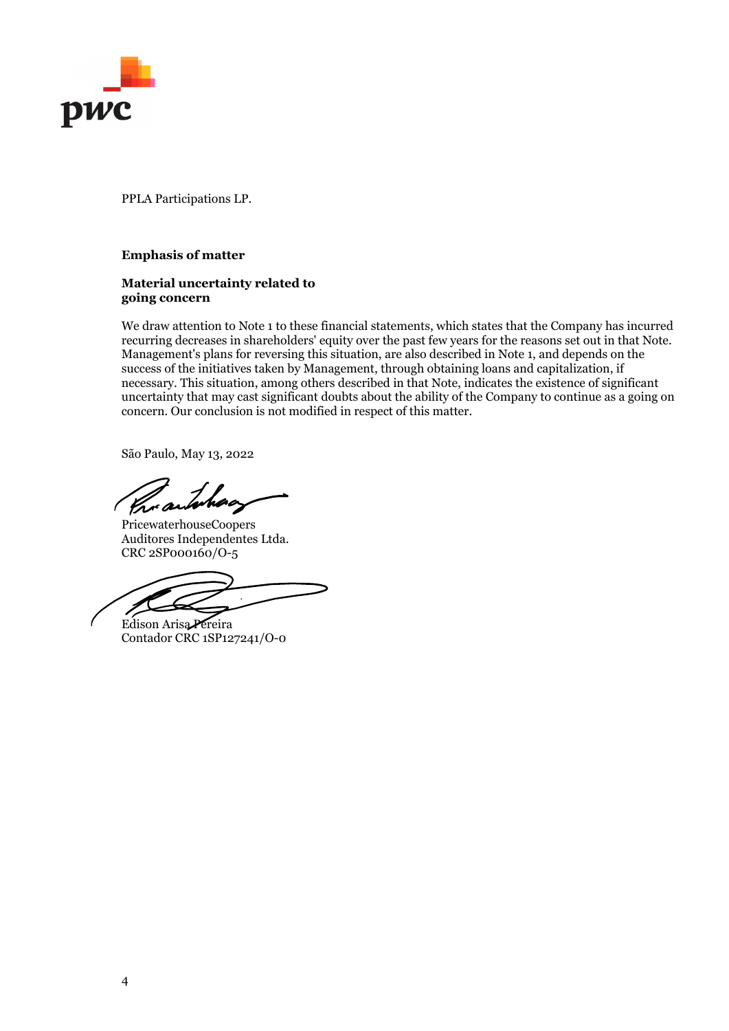PPLA Participations LP.

**Emphasis of matter**

**Material uncertainty related to going concern**

We draw attention to Note 1 to these financial statements, which states that the Company has incurred recurring decreases in shareholders' equity over the past few years for the reasons set out in that Note. Management's plans for reversing this situation, are also described in Note 1, and depends on the success of the initiatives taken by Management, through obtaining loans and capitalization, if necessary. This situation, among others described in that Note, indicates the existence of significant uncertainty that may cast significant doubts about the ability of the Company to continue as a going on concern. Our conclusion is not modified in respect of this matter.

São Paulo, May 13, 2022

PricewaterhouseCoopers
Auditores Independentes Ltda.
CRC 2SP000160/O-5

Edison Arisa Pereira
Contador CRC 1SP127241/O-0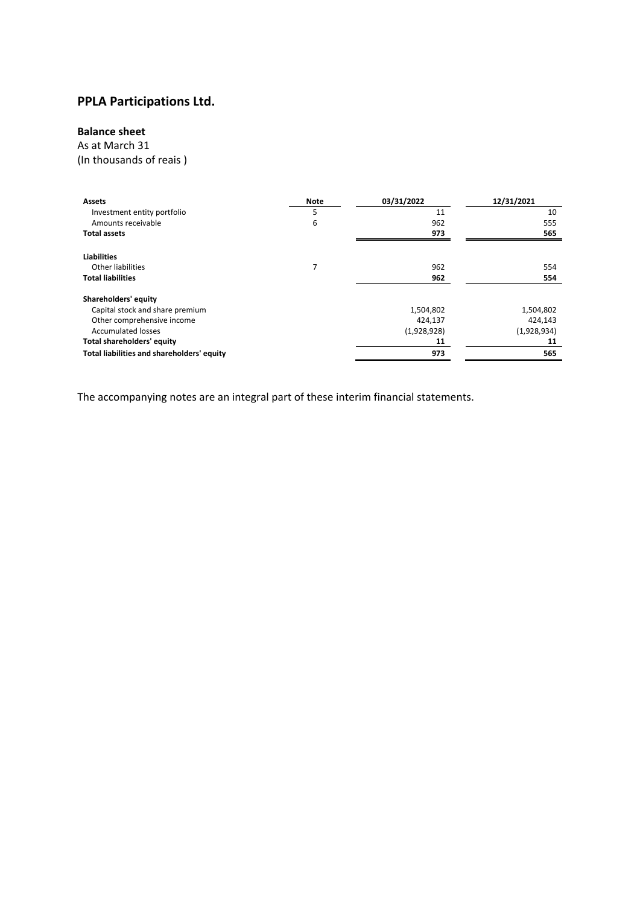# PPLA Participations Ltd.

## Balance sheet

As at March 31
(In thousands of reais )

| Assets | Note | 03/31/2022 | 12/31/2021 |
|---|---|---|---|
| Investment entity portfolio | 5 | 11 | 10 |
| Amounts receivable | 6 | 962 | 555 |
| **Total assets** | | **973** | **565** |
| | | | |
| **Liabilities** | | | |
| Other liabilities | 7 | 962 | 554 |
| **Total liabilities** | | **962** | **554** |
| | | | |
| **Shareholders' equity** | | | |
| Capital stock and share premium | | 1,504,802 | 1,504,802 |
| Other comprehensive income | | 424,137 | 424,143 |
| Accumulated losses | | (1,928,928) | (1,928,934) |
| **Total shareholders' equity** | | **11** | **11** |
| **Total liabilities and shareholders' equity** | | **973** | **565** |

The accompanying notes are an integral part of these interim financial statements.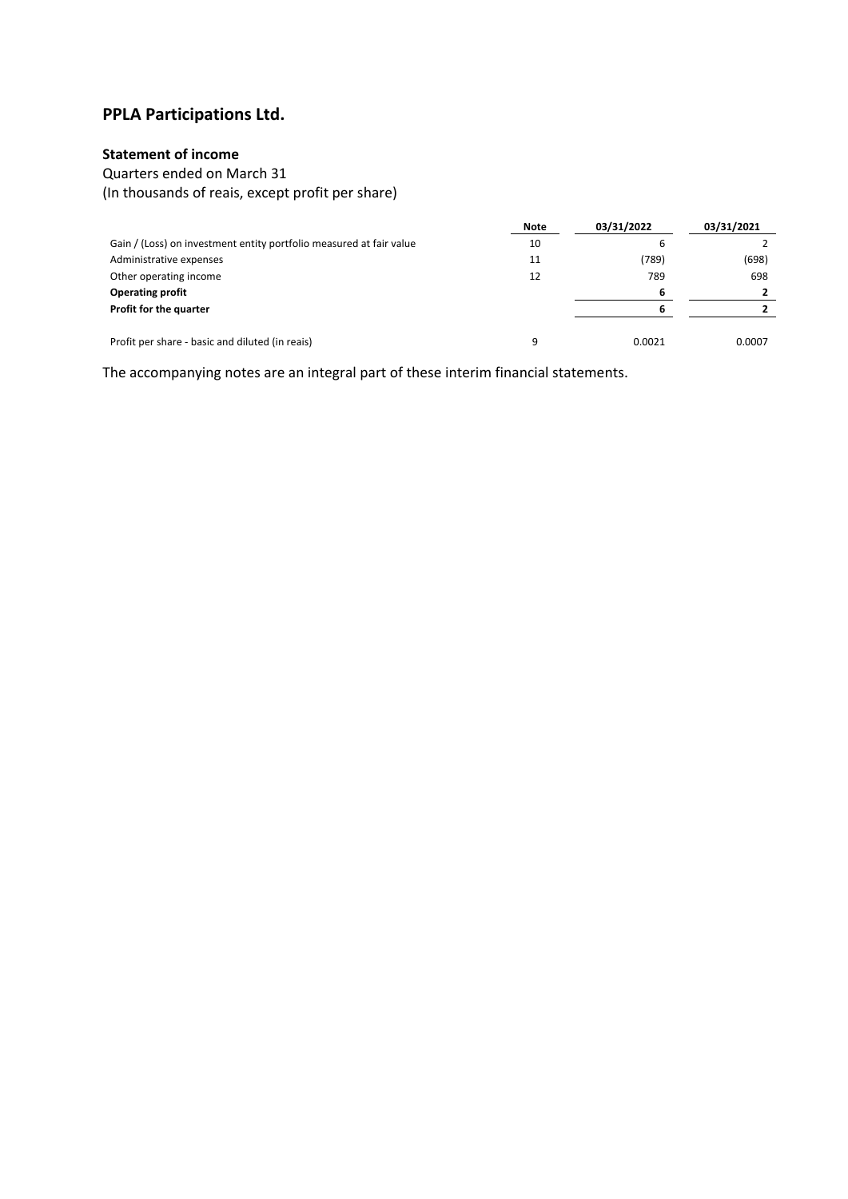# PPLA Participations Ltd.

## Statement of income

Quarters ended on March 31

(In thousands of reais, except profit per share)

| | Note | 03/31/2022 | 03/31/2021 |
|---|---|---|---|
| Gain / (Loss) on investment entity portfolio measured at fair value | 10 | 6 | 2 |
| Administrative expenses | 11 | (789) | (698) |
| Other operating income | 12 | 789 | 698 |
| **Operating profit** | | **6** | **2** |
| **Profit for the quarter** | | **6** | **2** |
| | | | |
| Profit per share - basic and diluted (in reais) | 9 | 0.0021 | 0.0007 |

The accompanying notes are an integral part of these interim financial statements.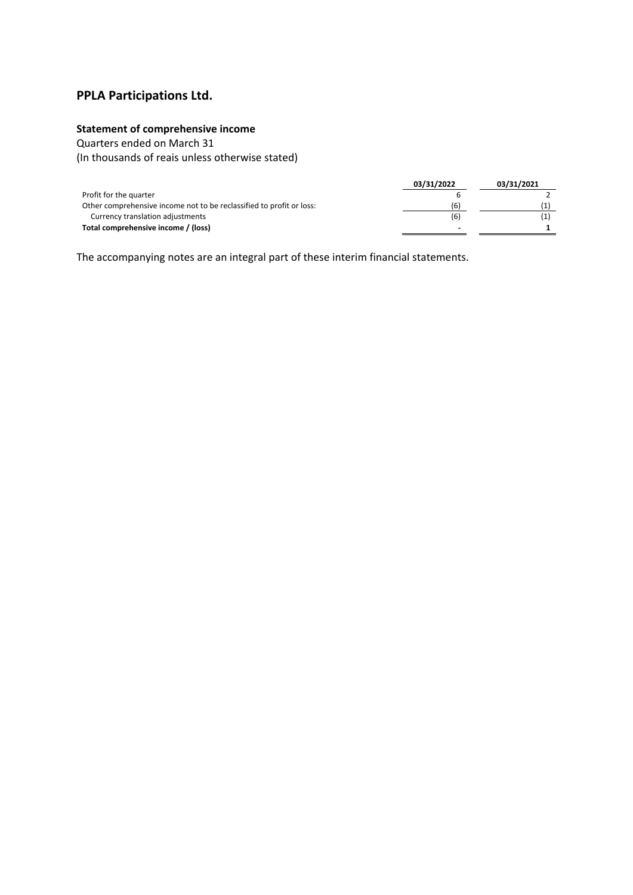# PPLA Participations Ltd.

**Statement of comprehensive income**

Quarters ended on March 31

(In thousands of reais unless otherwise stated)

| | 03/31/2022 | 03/31/2021 |
|---|---|---|
| Profit for the quarter | 6 | 2 |
| Other comprehensive income not to be reclassified to profit or loss: | (6) | (1) |
| Currency translation adjustments | (6) | (1) |
| **Total comprehensive income / (loss)** | **-** | **1** |

The accompanying notes are an integral part of these interim financial statements.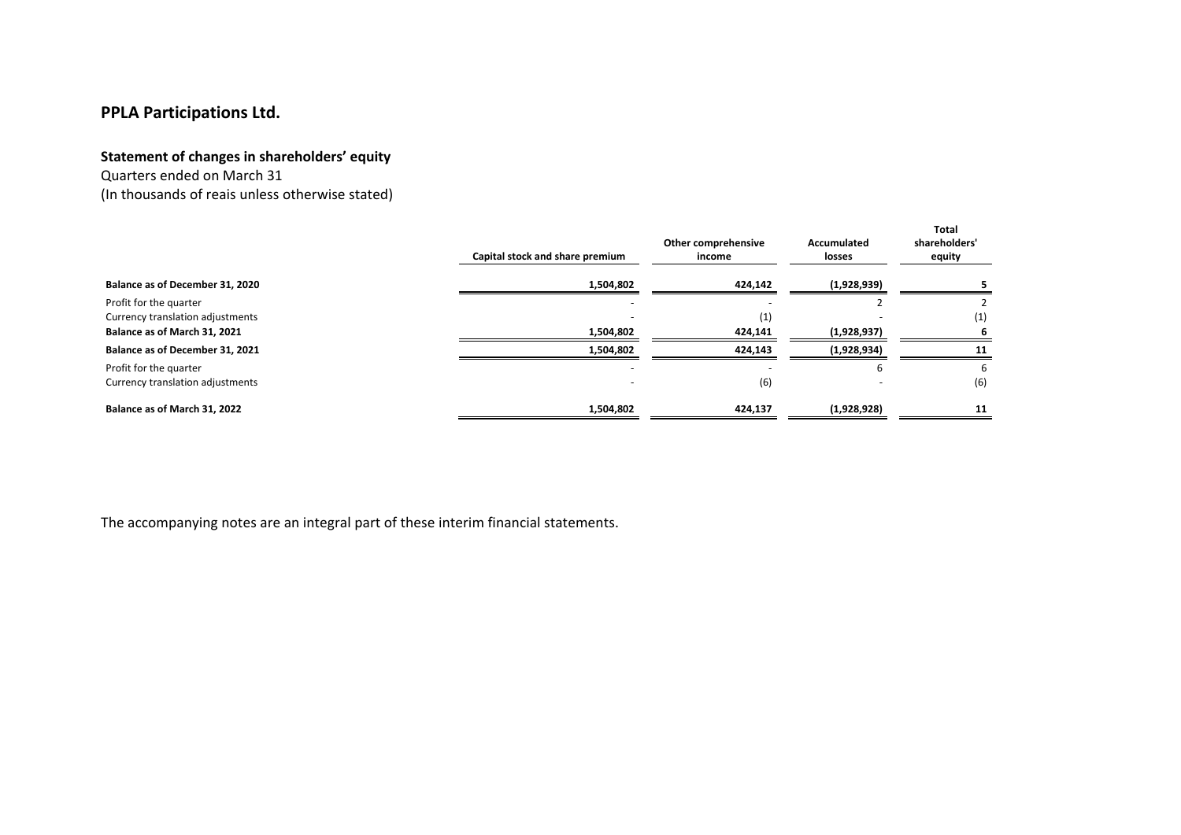# PPLA Participations Ltd.

## Statement of changes in shareholders' equity

Quarters ended on March 31

(In thousands of reais unless otherwise stated)

| | Capital stock and share premium | Other comprehensive income | Accumulated losses | Total shareholders' equity |
|---|---|---|---|---|
| **Balance as of December 31, 2020** | **1,504,802** | **424,142** | **(1,928,939)** | **5** |
| Profit for the quarter | - | - | 2 | 2 |
| Currency translation adjustments | - | (1) | - | (1) |
| **Balance as of March 31, 2021** | **1,504,802** | **424,141** | **(1,928,937)** | **6** |
| **Balance as of December 31, 2021** | **1,504,802** | **424,143** | **(1,928,934)** | **11** |
| Profit for the quarter | - | - | 6 | 6 |
| Currency translation adjustments | - | (6) | - | (6) |
| **Balance as of March 31, 2022** | **1,504,802** | **424,137** | **(1,928,928)** | **11** |

The accompanying notes are an integral part of these interim financial statements.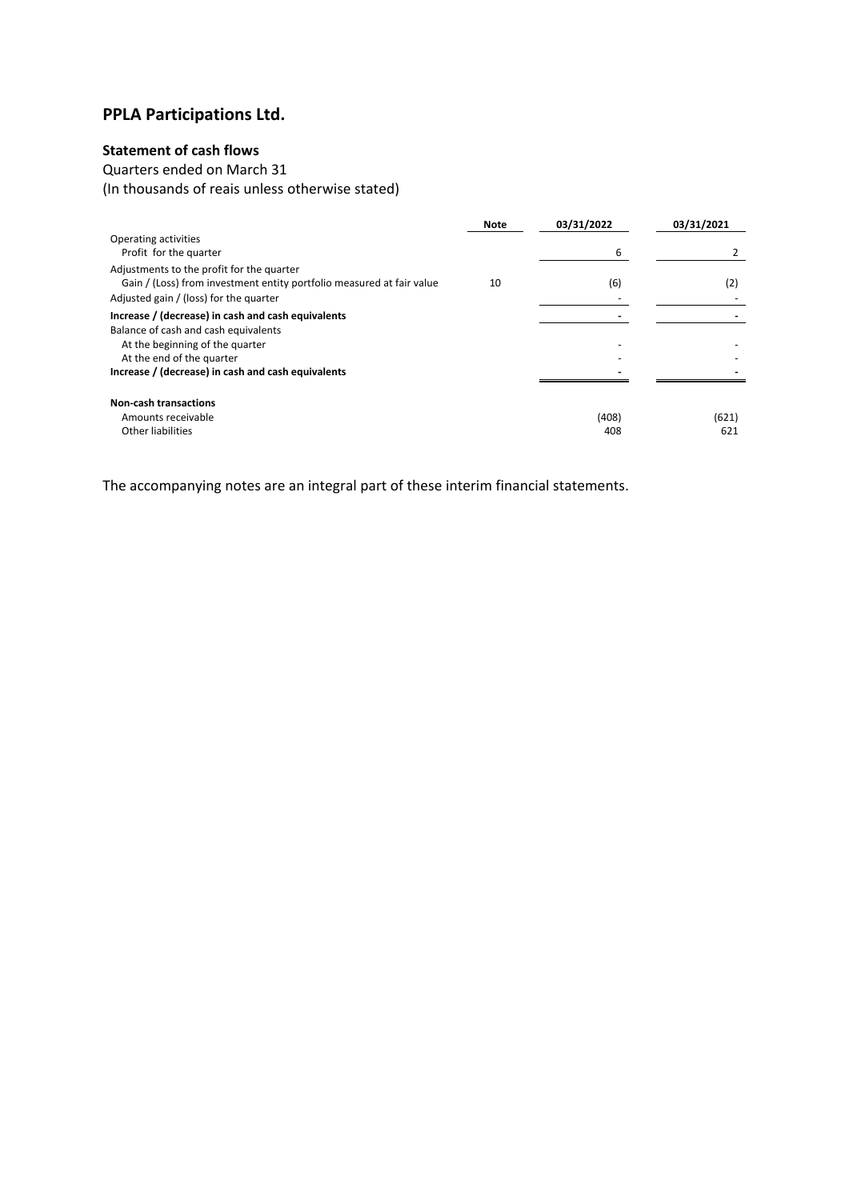# PPLA Participations Ltd.

## Statement of cash flows

Quarters ended on March 31

(In thousands of reais unless otherwise stated)

| | Note | 03/31/2022 | 03/31/2021 |
|---|---|---|---|
| Operating activities | | | |
| Profit for the quarter | | 6 | 2 |
| Adjustments to the profit for the quarter | | | |
| Gain / (Loss) from investment entity portfolio measured at fair value | 10 | (6) | (2) |
| Adjusted gain / (loss) for the quarter | | - | - |
| **Increase / (decrease) in cash and cash equivalents** | | **-** | **-** |
| Balance of cash and cash equivalents | | | |
| At the beginning of the quarter | | - | - |
| At the end of the quarter | | - | - |
| **Increase / (decrease) in cash and cash equivalents** | | **-** | **-** |
| | | | |
| **Non-cash transactions** | | | |
| Amounts receivable | | (408) | (621) |
| Other liabilities | | 408 | 621 |

The accompanying notes are an integral part of these interim financial statements.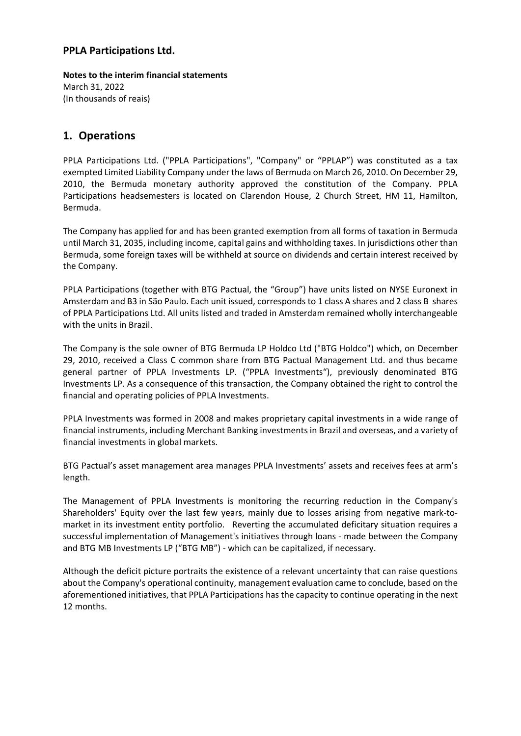**PPLA Participations Ltd.**

**Notes to the interim financial statements**
March 31, 2022
(In thousands of reais)

## 1. Operations

PPLA Participations Ltd. ("PPLA Participations", "Company" or "PPLAP") was constituted as a tax exempted Limited Liability Company under the laws of Bermuda on March 26, 2010. On December 29, 2010, the Bermuda monetary authority approved the constitution of the Company. PPLA Participations headsemesters is located on Clarendon House, 2 Church Street, HM 11, Hamilton, Bermuda.

The Company has applied for and has been granted exemption from all forms of taxation in Bermuda until March 31, 2035, including income, capital gains and withholding taxes. In jurisdictions other than Bermuda, some foreign taxes will be withheld at source on dividends and certain interest received by the Company.

PPLA Participations (together with BTG Pactual, the "Group") have units listed on NYSE Euronext in Amsterdam and B3 in São Paulo. Each unit issued, corresponds to 1 class A shares and 2 class B shares of PPLA Participations Ltd. All units listed and traded in Amsterdam remained wholly interchangeable with the units in Brazil.

The Company is the sole owner of BTG Bermuda LP Holdco Ltd ("BTG Holdco") which, on December 29, 2010, received a Class C common share from BTG Pactual Management Ltd. and thus became general partner of PPLA Investments LP. ("PPLA Investments"), previously denominated BTG Investments LP. As a consequence of this transaction, the Company obtained the right to control the financial and operating policies of PPLA Investments.

PPLA Investments was formed in 2008 and makes proprietary capital investments in a wide range of financial instruments, including Merchant Banking investments in Brazil and overseas, and a variety of financial investments in global markets.

BTG Pactual's asset management area manages PPLA Investments' assets and receives fees at arm's length.

The Management of PPLA Investments is monitoring the recurring reduction in the Company's Shareholders' Equity over the last few years, mainly due to losses arising from negative mark-to-market in its investment entity portfolio. Reverting the accumulated deficitary situation requires a successful implementation of Management's initiatives through loans - made between the Company and BTG MB Investments LP ("BTG MB") - which can be capitalized, if necessary.

Although the deficit picture portraits the existence of a relevant uncertainty that can raise questions about the Company's operational continuity, management evaluation came to conclude, based on the aforementioned initiatives, that PPLA Participations has the capacity to continue operating in the next 12 months.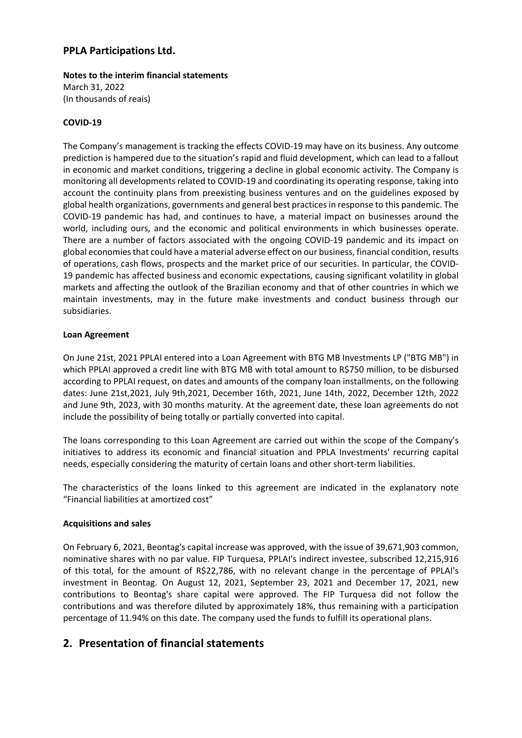**COVID-19**

The Company's management is tracking the effects COVID-19 may have on its business. Any outcome prediction is hampered due to the situation's rapid and fluid development, which can lead to a fallout in economic and market conditions, triggering a decline in global economic activity. The Company is monitoring all developments related to COVID-19 and coordinating its operating response, taking into account the continuity plans from preexisting business ventures and on the guidelines exposed by global health organizations, governments and general best practices in response to this pandemic. The COVID-19 pandemic has had, and continues to have, a material impact on businesses around the world, including ours, and the economic and political environments in which businesses operate. There are a number of factors associated with the ongoing COVID-19 pandemic and its impact on global economies that could have a material adverse effect on our business, financial condition, results of operations, cash flows, prospects and the market price of our securities. In particular, the COVID-19 pandemic has affected business and economic expectations, causing significant volatility in global markets and affecting the outlook of the Brazilian economy and that of other countries in which we maintain investments, may in the future make investments and conduct business through our subsidiaries.

**Loan Agreement**

On June 21st, 2021 PPLAI entered into a Loan Agreement with BTG MB Investments LP ("BTG MB") in which PPLAI approved a credit line with BTG MB with total amount to R$750 million, to be disbursed according to PPLAI request, on dates and amounts of the company loan installments, on the following dates: June 21st,2021, July 9th,2021, December 16th, 2021, June 14th, 2022, December 12th, 2022 and June 9th, 2023, with 30 months maturity. At the agreement date, these loan agreements do not include the possibility of being totally or partially converted into capital.

The loans corresponding to this Loan Agreement are carried out within the scope of the Company's initiatives to address its economic and financial situation and PPLA Investments' recurring capital needs, especially considering the maturity of certain loans and other short-term liabilities.

The characteristics of the loans linked to this agreement are indicated in the explanatory note "Financial liabilities at amortized cost"

**Acquisitions and sales**

On February 6, 2021, Beontag's capital increase was approved, with the issue of 39,671,903 common, nominative shares with no par value. FIP Turquesa, PPLAI's indirect investee, subscribed 12,215,916 of this total, for the amount of R$22,786, with no relevant change in the percentage of PPLAI's investment in Beontag. On August 12, 2021, September 23, 2021 and December 17, 2021, new contributions to Beontag's share capital were approved. The FIP Turquesa did not follow the contributions and was therefore diluted by approximately 18%, thus remaining with a participation percentage of 11.94% on this date. The company used the funds to fulfill its operational plans.

## 2. Presentation of financial statements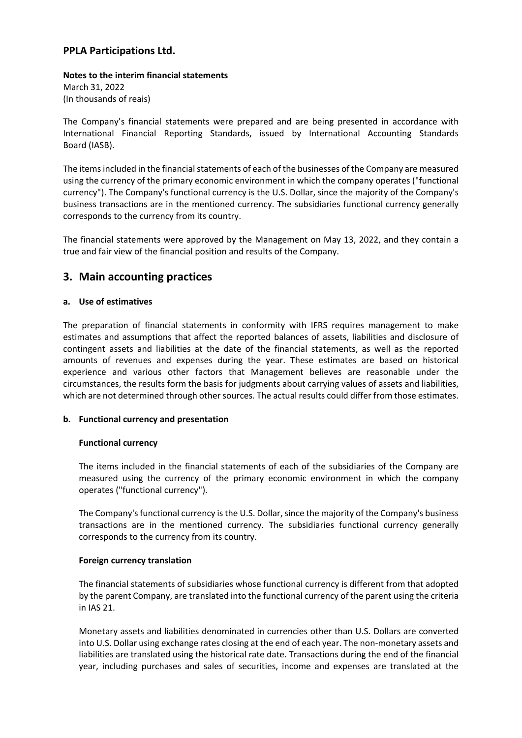**Notes to the interim financial statements**
March 31, 2022
(In thousands of reais)

The Company's financial statements were prepared and are being presented in accordance with International Financial Reporting Standards, issued by International Accounting Standards Board (IASB).

The items included in the financial statements of each of the businesses of the Company are measured using the currency of the primary economic environment in which the company operates ("functional currency"). The Company's functional currency is the U.S. Dollar, since the majority of the Company's business transactions are in the mentioned currency. The subsidiaries functional currency generally corresponds to the currency from its country.

The financial statements were approved by the Management on May 13, 2022, and they contain a true and fair view of the financial position and results of the Company.

## 3. Main accounting practices

### a. Use of estimatives

The preparation of financial statements in conformity with IFRS requires management to make estimates and assumptions that affect the reported balances of assets, liabilities and disclosure of contingent assets and liabilities at the date of the financial statements, as well as the reported amounts of revenues and expenses during the year. These estimates are based on historical experience and various other factors that Management believes are reasonable under the circumstances, the results form the basis for judgments about carrying values of assets and liabilities, which are not determined through other sources. The actual results could differ from those estimates.

### b. Functional currency and presentation

**Functional currency**

The items included in the financial statements of each of the subsidiaries of the Company are measured using the currency of the primary economic environment in which the company operates ("functional currency").

The Company's functional currency is the U.S. Dollar, since the majority of the Company's business transactions are in the mentioned currency. The subsidiaries functional currency generally corresponds to the currency from its country.

**Foreign currency translation**

The financial statements of subsidiaries whose functional currency is different from that adopted by the parent Company, are translated into the functional currency of the parent using the criteria in IAS 21.

Monetary assets and liabilities denominated in currencies other than U.S. Dollars are converted into U.S. Dollar using exchange rates closing at the end of each year. The non-monetary assets and liabilities are translated using the historical rate date. Transactions during the end of the financial year, including purchases and sales of securities, income and expenses are translated at the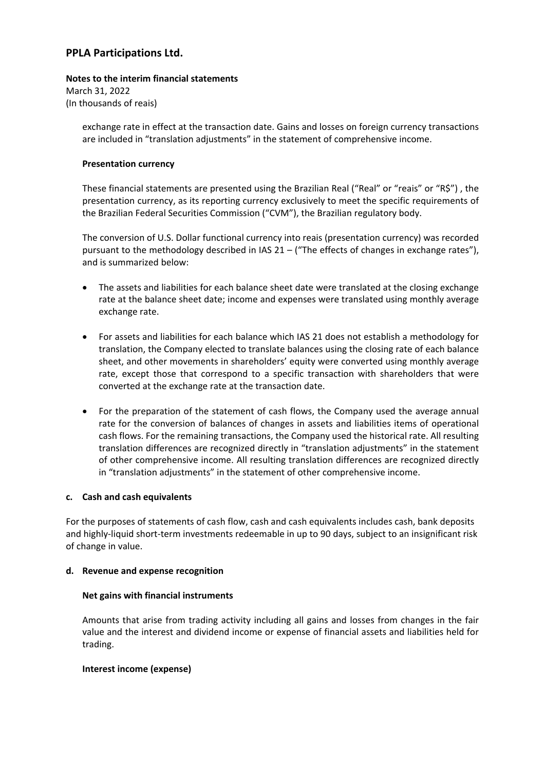exchange rate in effect at the transaction date. Gains and losses on foreign currency transactions are included in "translation adjustments" in the statement of comprehensive income.

**Presentation currency**

These financial statements are presented using the Brazilian Real ("Real" or "reais" or "R$") , the presentation currency, as its reporting currency exclusively to meet the specific requirements of the Brazilian Federal Securities Commission ("CVM"), the Brazilian regulatory body.

The conversion of U.S. Dollar functional currency into reais (presentation currency) was recorded pursuant to the methodology described in IAS 21 – ("The effects of changes in exchange rates"), and is summarized below:

- The assets and liabilities for each balance sheet date were translated at the closing exchange rate at the balance sheet date; income and expenses were translated using monthly average exchange rate.

- For assets and liabilities for each balance which IAS 21 does not establish a methodology for translation, the Company elected to translate balances using the closing rate of each balance sheet, and other movements in shareholders' equity were converted using monthly average rate, except those that correspond to a specific transaction with shareholders that were converted at the exchange rate at the transaction date.

- For the preparation of the statement of cash flows, the Company used the average annual rate for the conversion of balances of changes in assets and liabilities items of operational cash flows. For the remaining transactions, the Company used the historical rate. All resulting translation differences are recognized directly in "translation adjustments" in the statement of other comprehensive income. All resulting translation differences are recognized directly in "translation adjustments" in the statement of other comprehensive income.

**c. Cash and cash equivalents**

For the purposes of statements of cash flow, cash and cash equivalents includes cash, bank deposits and highly-liquid short-term investments redeemable in up to 90 days, subject to an insignificant risk of change in value.

**d. Revenue and expense recognition**

**Net gains with financial instruments**

Amounts that arise from trading activity including all gains and losses from changes in the fair value and the interest and dividend income or expense of financial assets and liabilities held for trading.

**Interest income (expense)**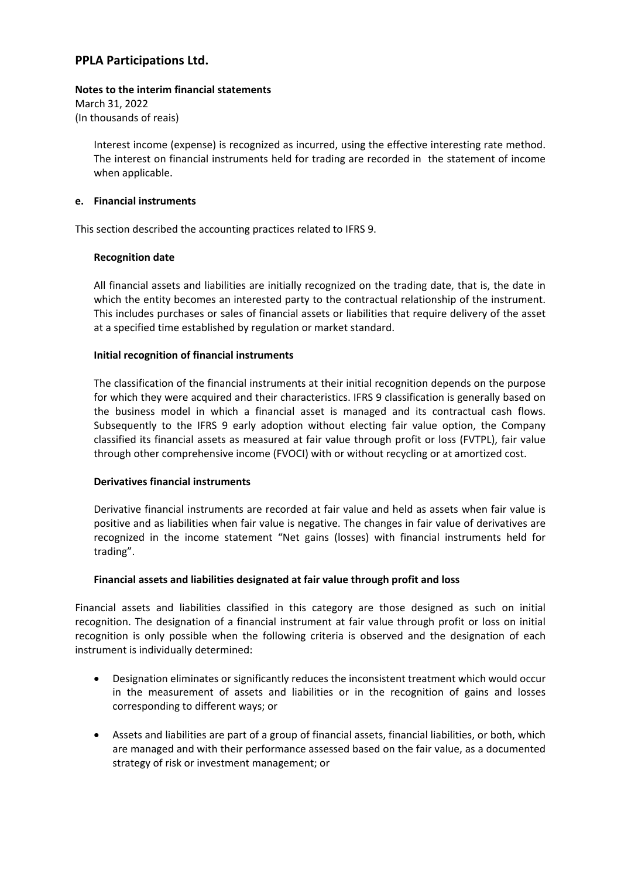Interest income (expense) is recognized as incurred, using the effective interesting rate method. The interest on financial instruments held for trading are recorded in the statement of income when applicable.

### e. Financial instruments

This section described the accounting practices related to IFRS 9.

**Recognition date**

All financial assets and liabilities are initially recognized on the trading date, that is, the date in which the entity becomes an interested party to the contractual relationship of the instrument. This includes purchases or sales of financial assets or liabilities that require delivery of the asset at a specified time established by regulation or market standard.

**Initial recognition of financial instruments**

The classification of the financial instruments at their initial recognition depends on the purpose for which they were acquired and their characteristics. IFRS 9 classification is generally based on the business model in which a financial asset is managed and its contractual cash flows. Subsequently to the IFRS 9 early adoption without electing fair value option, the Company classified its financial assets as measured at fair value through profit or loss (FVTPL), fair value through other comprehensive income (FVOCI) with or without recycling or at amortized cost.

**Derivatives financial instruments**

Derivative financial instruments are recorded at fair value and held as assets when fair value is positive and as liabilities when fair value is negative. The changes in fair value of derivatives are recognized in the income statement "Net gains (losses) with financial instruments held for trading".

**Financial assets and liabilities designated at fair value through profit and loss**

Financial assets and liabilities classified in this category are those designed as such on initial recognition. The designation of a financial instrument at fair value through profit or loss on initial recognition is only possible when the following criteria is observed and the designation of each instrument is individually determined:

- Designation eliminates or significantly reduces the inconsistent treatment which would occur in the measurement of assets and liabilities or in the recognition of gains and losses corresponding to different ways; or
- Assets and liabilities are part of a group of financial assets, financial liabilities, or both, which are managed and with their performance assessed based on the fair value, as a documented strategy of risk or investment management; or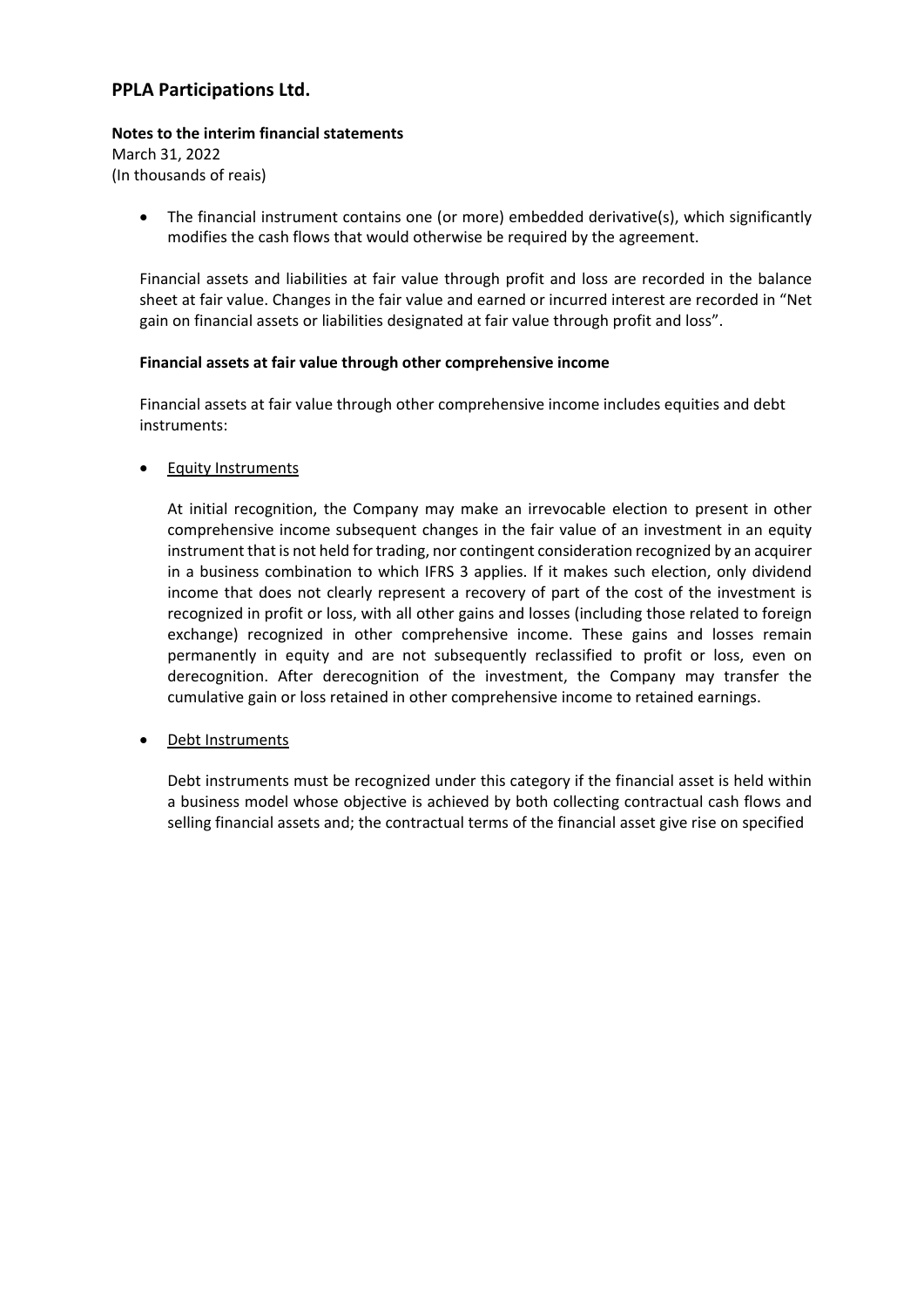- The financial instrument contains one (or more) embedded derivative(s), which significantly modifies the cash flows that would otherwise be required by the agreement.

Financial assets and liabilities at fair value through profit and loss are recorded in the balance sheet at fair value. Changes in the fair value and earned or incurred interest are recorded in "Net gain on financial assets or liabilities designated at fair value through profit and loss".

**Financial assets at fair value through other comprehensive income**

Financial assets at fair value through other comprehensive income includes equities and debt instruments:

- Equity Instruments

  At initial recognition, the Company may make an irrevocable election to present in other comprehensive income subsequent changes in the fair value of an investment in an equity instrument that is not held for trading, nor contingent consideration recognized by an acquirer in a business combination to which IFRS 3 applies. If it makes such election, only dividend income that does not clearly represent a recovery of part of the cost of the investment is recognized in profit or loss, with all other gains and losses (including those related to foreign exchange) recognized in other comprehensive income. These gains and losses remain permanently in equity and are not subsequently reclassified to profit or loss, even on derecognition. After derecognition of the investment, the Company may transfer the cumulative gain or loss retained in other comprehensive income to retained earnings.

- Debt Instruments

  Debt instruments must be recognized under this category if the financial asset is held within a business model whose objective is achieved by both collecting contractual cash flows and selling financial assets and; the contractual terms of the financial asset give rise on specified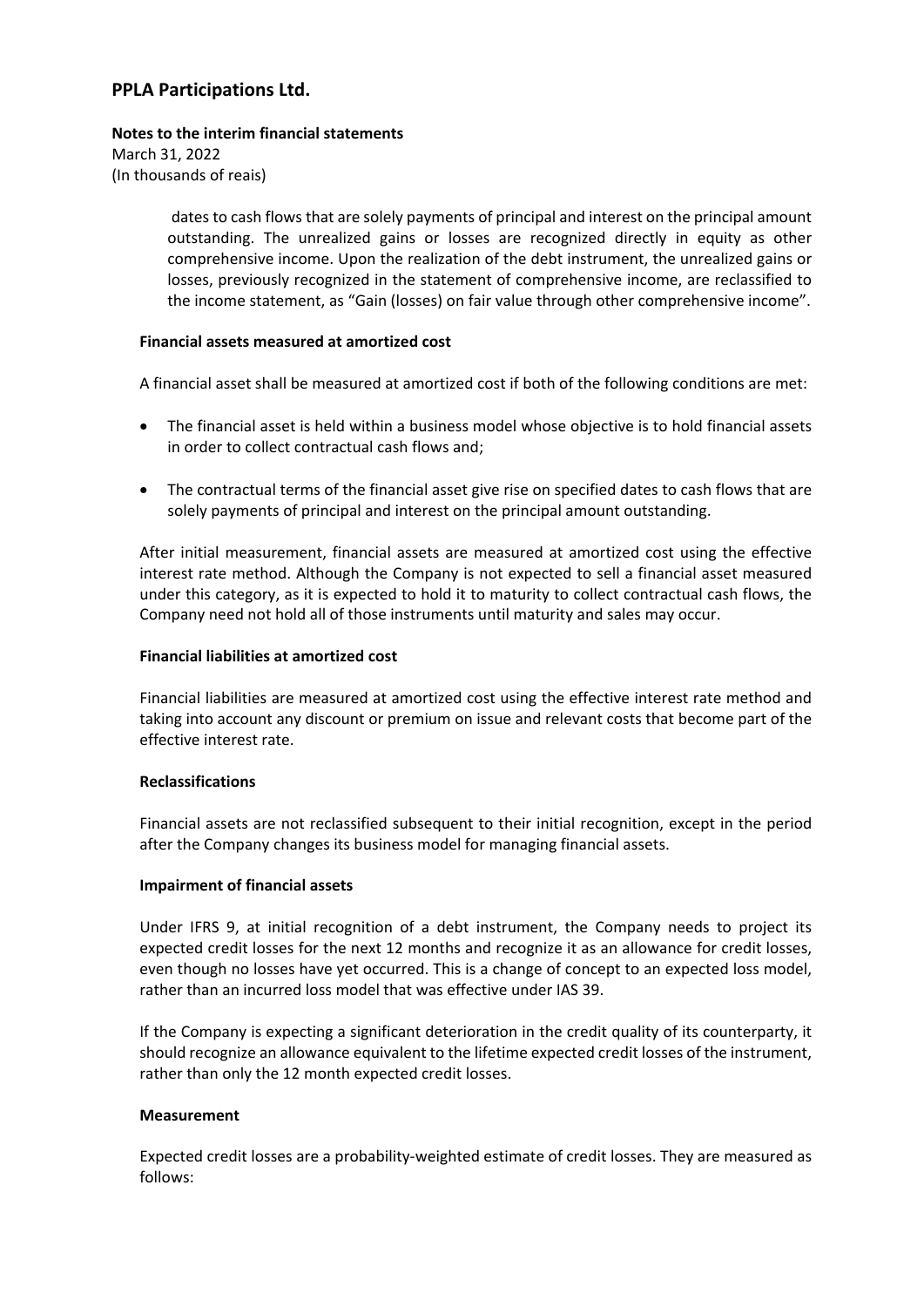dates to cash flows that are solely payments of principal and interest on the principal amount outstanding. The unrealized gains or losses are recognized directly in equity as other comprehensive income. Upon the realization of the debt instrument, the unrealized gains or losses, previously recognized in the statement of comprehensive income, are reclassified to the income statement, as "Gain (losses) on fair value through other comprehensive income".

**Financial assets measured at amortized cost**

A financial asset shall be measured at amortized cost if both of the following conditions are met:

- The financial asset is held within a business model whose objective is to hold financial assets in order to collect contractual cash flows and;
- The contractual terms of the financial asset give rise on specified dates to cash flows that are solely payments of principal and interest on the principal amount outstanding.

After initial measurement, financial assets are measured at amortized cost using the effective interest rate method. Although the Company is not expected to sell a financial asset measured under this category, as it is expected to hold it to maturity to collect contractual cash flows, the Company need not hold all of those instruments until maturity and sales may occur.

**Financial liabilities at amortized cost**

Financial liabilities are measured at amortized cost using the effective interest rate method and taking into account any discount or premium on issue and relevant costs that become part of the effective interest rate.

**Reclassifications**

Financial assets are not reclassified subsequent to their initial recognition, except in the period after the Company changes its business model for managing financial assets.

**Impairment of financial assets**

Under IFRS 9, at initial recognition of a debt instrument, the Company needs to project its expected credit losses for the next 12 months and recognize it as an allowance for credit losses, even though no losses have yet occurred. This is a change of concept to an expected loss model, rather than an incurred loss model that was effective under IAS 39.

If the Company is expecting a significant deterioration in the credit quality of its counterparty, it should recognize an allowance equivalent to the lifetime expected credit losses of the instrument, rather than only the 12 month expected credit losses.

**Measurement**

Expected credit losses are a probability-weighted estimate of credit losses. They are measured as follows: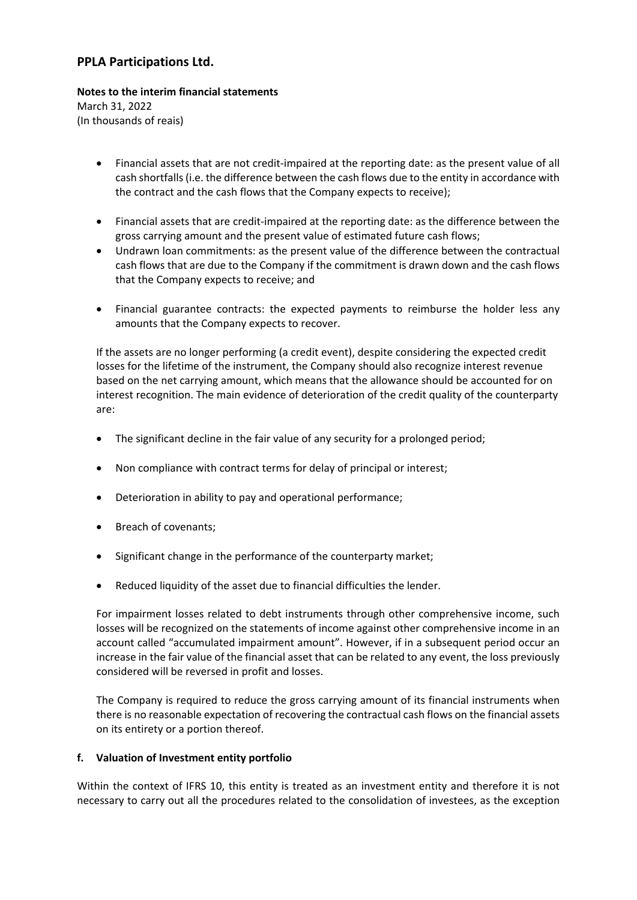- Financial assets that are not credit-impaired at the reporting date: as the present value of all cash shortfalls (i.e. the difference between the cash flows due to the entity in accordance with the contract and the cash flows that the Company expects to receive);

- Financial assets that are credit-impaired at the reporting date: as the difference between the gross carrying amount and the present value of estimated future cash flows;
- Undrawn loan commitments: as the present value of the difference between the contractual cash flows that are due to the Company if the commitment is drawn down and the cash flows that the Company expects to receive; and

- Financial guarantee contracts: the expected payments to reimburse the holder less any amounts that the Company expects to recover.

If the assets are no longer performing (a credit event), despite considering the expected credit losses for the lifetime of the instrument, the Company should also recognize interest revenue based on the net carrying amount, which means that the allowance should be accounted for on interest recognition. The main evidence of deterioration of the credit quality of the counterparty are:

- The significant decline in the fair value of any security for a prolonged period;

- Non compliance with contract terms for delay of principal or interest;

- Deterioration in ability to pay and operational performance;

- Breach of covenants;

- Significant change in the performance of the counterparty market;

- Reduced liquidity of the asset due to financial difficulties the lender.

For impairment losses related to debt instruments through other comprehensive income, such losses will be recognized on the statements of income against other comprehensive income in an account called "accumulated impairment amount". However, if in a subsequent period occur an increase in the fair value of the financial asset that can be related to any event, the loss previously considered will be reversed in profit and losses.

The Company is required to reduce the gross carrying amount of its financial instruments when there is no reasonable expectation of recovering the contractual cash flows on the financial assets on its entirety or a portion thereof.

**f. Valuation of Investment entity portfolio**

Within the context of IFRS 10, this entity is treated as an investment entity and therefore it is not necessary to carry out all the procedures related to the consolidation of investees, as the exception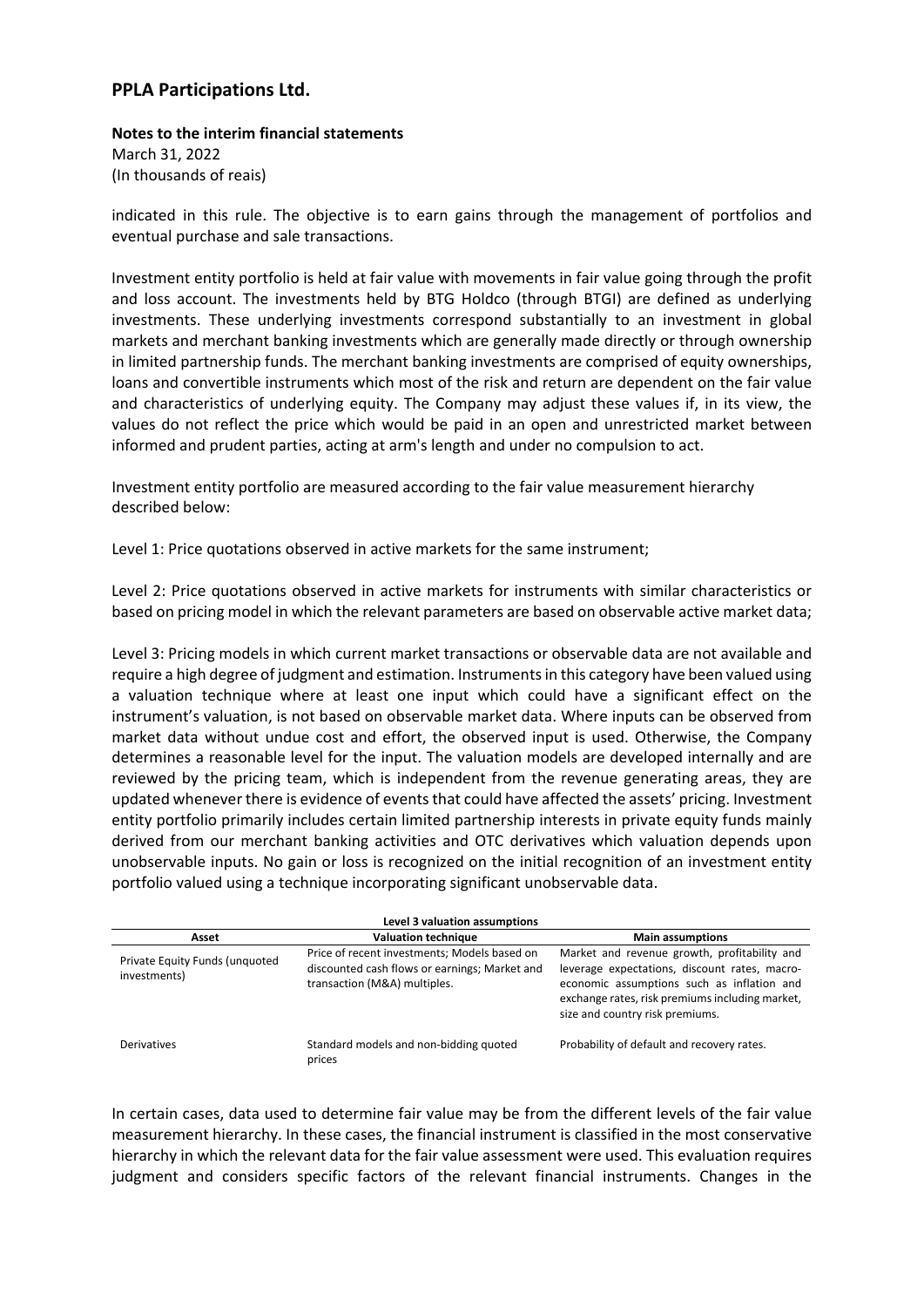indicated in this rule. The objective is to earn gains through the management of portfolios and eventual purchase and sale transactions.

Investment entity portfolio is held at fair value with movements in fair value going through the profit and loss account. The investments held by BTG Holdco (through BTGI) are defined as underlying investments. These underlying investments correspond substantially to an investment in global markets and merchant banking investments which are generally made directly or through ownership in limited partnership funds. The merchant banking investments are comprised of equity ownerships, loans and convertible instruments which most of the risk and return are dependent on the fair value and characteristics of underlying equity. The Company may adjust these values if, in its view, the values do not reflect the price which would be paid in an open and unrestricted market between informed and prudent parties, acting at arm's length and under no compulsion to act.

Investment entity portfolio are measured according to the fair value measurement hierarchy described below:

Level 1: Price quotations observed in active markets for the same instrument;

Level 2: Price quotations observed in active markets for instruments with similar characteristics or based on pricing model in which the relevant parameters are based on observable active market data;

Level 3: Pricing models in which current market transactions or observable data are not available and require a high degree of judgment and estimation. Instruments in this category have been valued using a valuation technique where at least one input which could have a significant effect on the instrument's valuation, is not based on observable market data. Where inputs can be observed from market data without undue cost and effort, the observed input is used. Otherwise, the Company determines a reasonable level for the input. The valuation models are developed internally and are reviewed by the pricing team, which is independent from the revenue generating areas, they are updated whenever there is evidence of events that could have affected the assets' pricing. Investment entity portfolio primarily includes certain limited partnership interests in private equity funds mainly derived from our merchant banking activities and OTC derivatives which valuation depends upon unobservable inputs. No gain or loss is recognized on the initial recognition of an investment entity portfolio valued using a technique incorporating significant unobservable data.

**Level 3 valuation assumptions**

| Asset | Valuation technique | Main assumptions |
|---|---|---|
| Private Equity Funds (unquoted investments) | Price of recent investments; Models based on discounted cash flows or earnings; Market and transaction (M&A) multiples. | Market and revenue growth, profitability and leverage expectations, discount rates, macro-economic assumptions such as inflation and exchange rates, risk premiums including market, size and country risk premiums. |
| Derivatives | Standard models and non-bidding quoted prices | Probability of default and recovery rates. |

In certain cases, data used to determine fair value may be from the different levels of the fair value measurement hierarchy. In these cases, the financial instrument is classified in the most conservative hierarchy in which the relevant data for the fair value assessment were used. This evaluation requires judgment and considers specific factors of the relevant financial instruments. Changes in the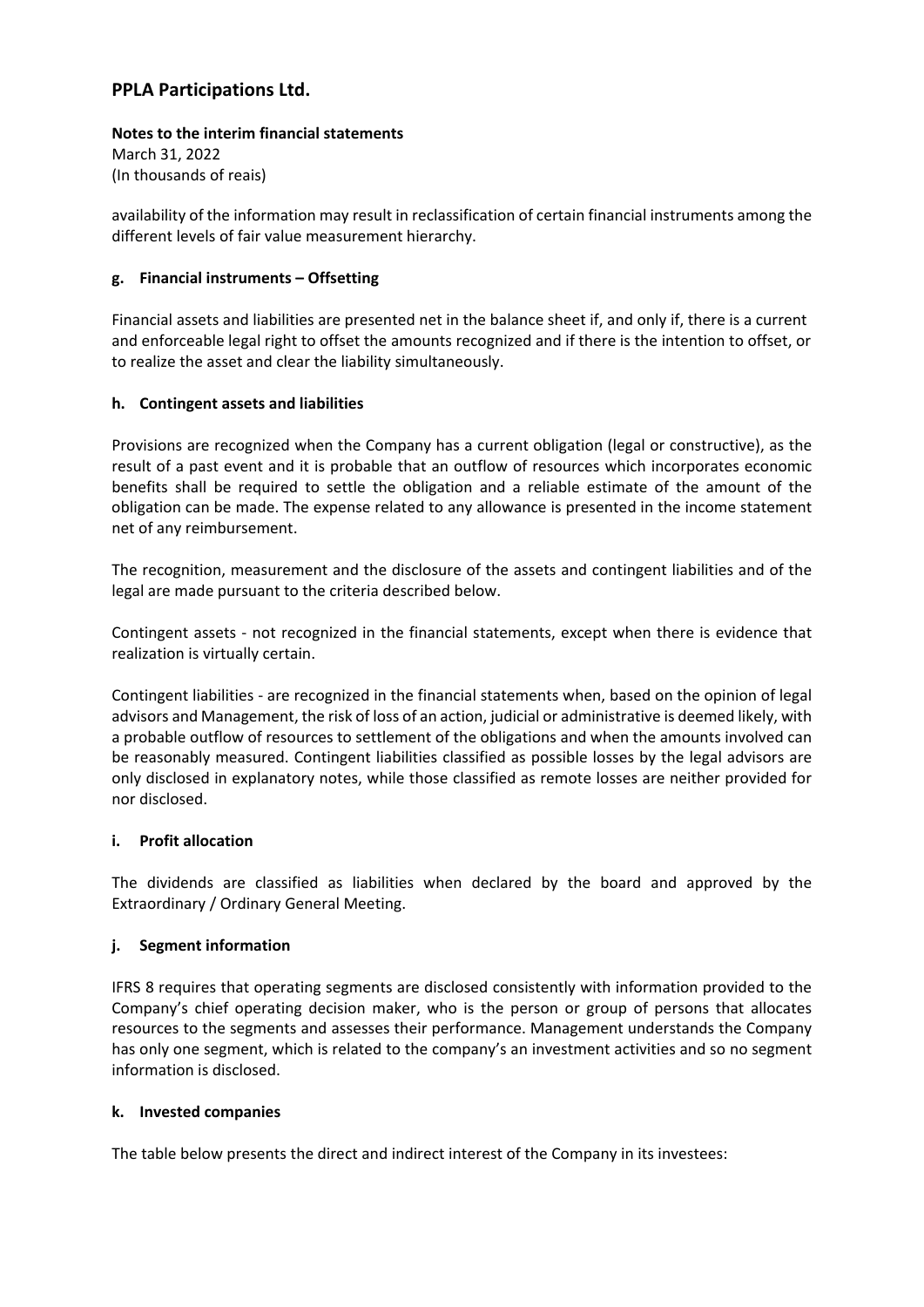availability of the information may result in reclassification of certain financial instruments among the different levels of fair value measurement hierarchy.

### g. Financial instruments – Offsetting

Financial assets and liabilities are presented net in the balance sheet if, and only if, there is a current and enforceable legal right to offset the amounts recognized and if there is the intention to offset, or to realize the asset and clear the liability simultaneously.

### h. Contingent assets and liabilities

Provisions are recognized when the Company has a current obligation (legal or constructive), as the result of a past event and it is probable that an outflow of resources which incorporates economic benefits shall be required to settle the obligation and a reliable estimate of the amount of the obligation can be made. The expense related to any allowance is presented in the income statement net of any reimbursement.

The recognition, measurement and the disclosure of the assets and contingent liabilities and of the legal are made pursuant to the criteria described below.

Contingent assets - not recognized in the financial statements, except when there is evidence that realization is virtually certain.

Contingent liabilities - are recognized in the financial statements when, based on the opinion of legal advisors and Management, the risk of loss of an action, judicial or administrative is deemed likely, with a probable outflow of resources to settlement of the obligations and when the amounts involved can be reasonably measured. Contingent liabilities classified as possible losses by the legal advisors are only disclosed in explanatory notes, while those classified as remote losses are neither provided for nor disclosed.

### i. Profit allocation

The dividends are classified as liabilities when declared by the board and approved by the Extraordinary / Ordinary General Meeting.

### j. Segment information

IFRS 8 requires that operating segments are disclosed consistently with information provided to the Company's chief operating decision maker, who is the person or group of persons that allocates resources to the segments and assesses their performance. Management understands the Company has only one segment, which is related to the company's an investment activities and so no segment information is disclosed.

### k. Invested companies

The table below presents the direct and indirect interest of the Company in its investees: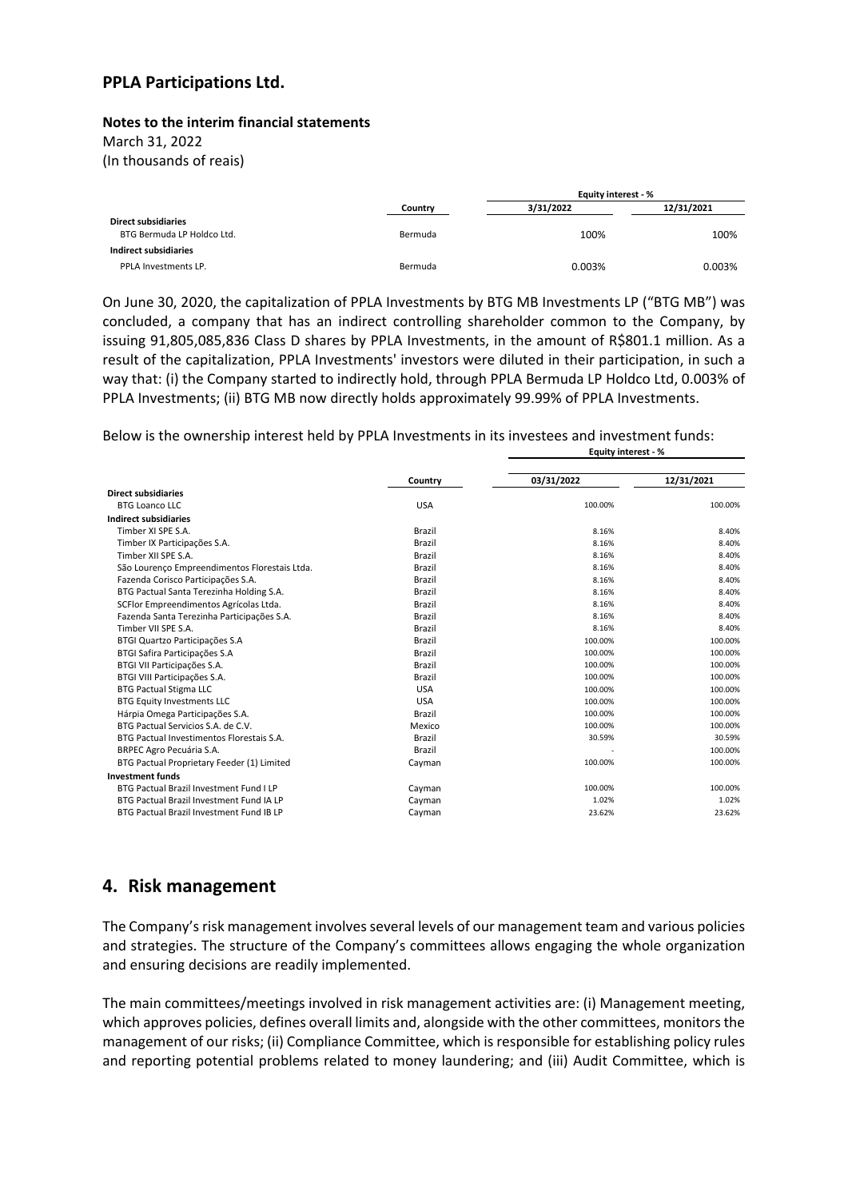**PPLA Participations Ltd.**

**Notes to the interim financial statements**

March 31, 2022

(In thousands of reais)

| | Country | Equity interest - % | |
|---|---|---|---|
| | | 3/31/2022 | 12/31/2021 |
| **Direct subsidiaries** | | | |
| BTG Bermuda LP Holdco Ltd. | Bermuda | 100% | 100% |
| **Indirect subsidiaries** | | | |
| PPLA Investments LP. | Bermuda | 0.003% | 0.003% |

On June 30, 2020, the capitalization of PPLA Investments by BTG MB Investments LP ("BTG MB") was concluded, a company that has an indirect controlling shareholder common to the Company, by issuing 91,805,085,836 Class D shares by PPLA Investments, in the amount of R$801.1 million. As a result of the capitalization, PPLA Investments' investors were diluted in their participation, in such a way that: (i) the Company started to indirectly hold, through PPLA Bermuda LP Holdco Ltd, 0.003% of PPLA Investments; (ii) BTG MB now directly holds approximately 99.99% of PPLA Investments.

Below is the ownership interest held by PPLA Investments in its investees and investment funds:

| | Country | Equity interest - % | |
|---|---|---|---|
| | | 03/31/2022 | 12/31/2021 |
| **Direct subsidiaries** | | | |
| BTG Loanco LLC | USA | 100.00% | 100.00% |
| **Indirect subsidiaries** | | | |
| Timber XI SPE S.A. | Brazil | 8.16% | 8.40% |
| Timber IX Participações S.A. | Brazil | 8.16% | 8.40% |
| Timber XII SPE S.A. | Brazil | 8.16% | 8.40% |
| São Lourenço Empreendimentos Florestais Ltda. | Brazil | 8.16% | 8.40% |
| Fazenda Corisco Participações S.A. | Brazil | 8.16% | 8.40% |
| BTG Pactual Santa Terezinha Holding S.A. | Brazil | 8.16% | 8.40% |
| SCFlor Empreendimentos Agrícolas Ltda. | Brazil | 8.16% | 8.40% |
| Fazenda Santa Terezinha Participações S.A. | Brazil | 8.16% | 8.40% |
| Timber VII SPE S.A. | Brazil | 8.16% | 8.40% |
| BTGI Quartzo Participações S.A | Brazil | 100.00% | 100.00% |
| BTGI Safira Participações S.A | Brazil | 100.00% | 100.00% |
| BTGI VII Participações S.A. | Brazil | 100.00% | 100.00% |
| BTGI VIII Participações S.A. | Brazil | 100.00% | 100.00% |
| BTG Pactual Stigma LLC | USA | 100.00% | 100.00% |
| BTG Equity Investments LLC | USA | 100.00% | 100.00% |
| Hárpia Omega Participações S.A. | Brazil | 100.00% | 100.00% |
| BTG Pactual Servicios S.A. de C.V. | Mexico | 100.00% | 100.00% |
| BTG Pactual Investimentos Florestais S.A. | Brazil | 30.59% | 30.59% |
| BRPEC Agro Pecuária S.A. | Brazil | - | 100.00% |
| BTG Pactual Proprietary Feeder (1) Limited | Cayman | 100.00% | 100.00% |
| **Investment funds** | | | |
| BTG Pactual Brazil Investment Fund I LP | Cayman | 100.00% | 100.00% |
| BTG Pactual Brazil Investment Fund IA LP | Cayman | 1.02% | 1.02% |
| BTG Pactual Brazil Investment Fund IB LP | Cayman | 23.62% | 23.62% |

## 4. Risk management

The Company's risk management involves several levels of our management team and various policies and strategies. The structure of the Company's committees allows engaging the whole organization and ensuring decisions are readily implemented.

The main committees/meetings involved in risk management activities are: (i) Management meeting, which approves policies, defines overall limits and, alongside with the other committees, monitors the management of our risks; (ii) Compliance Committee, which is responsible for establishing policy rules and reporting potential problems related to money laundering; and (iii) Audit Committee, which is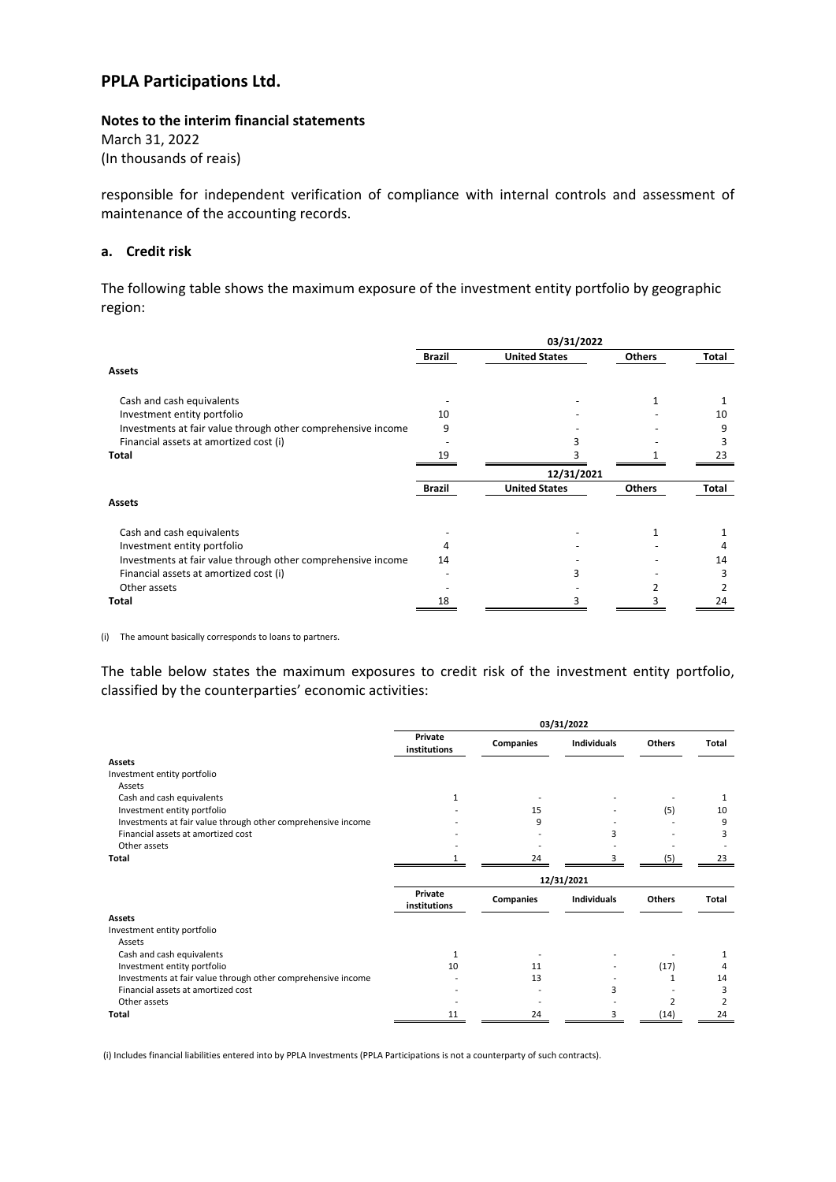responsible for independent verification of compliance with internal controls and assessment of maintenance of the accounting records.

### a. Credit risk

The following table shows the maximum exposure of the investment entity portfolio by geographic region:

| | 03/31/2022 | | | |
|---|---|---|---|---|
| | **Brazil** | **United States** | **Others** | **Total** |
| **Assets** | | | | |
| Cash and cash equivalents | - | - | 1 | 1 |
| Investment entity portfolio | 10 | - | - | 10 |
| Investments at fair value through other comprehensive income | 9 | - | - | 9 |
| Financial assets at amortized cost (i) | - | 3 | - | 3 |
| **Total** | 19 | 3 | 1 | 23 |

| | 12/31/2021 | | | |
|---|---|---|---|---|
| | **Brazil** | **United States** | **Others** | **Total** |
| **Assets** | | | | |
| Cash and cash equivalents | - | - | 1 | 1 |
| Investment entity portfolio | 4 | - | - | 4 |
| Investments at fair value through other comprehensive income | 14 | - | - | 14 |
| Financial assets at amortized cost (i) | - | 3 | - | 3 |
| Other assets | - | - | 2 | 2 |
| **Total** | 18 | 3 | 3 | 24 |

(i) The amount basically corresponds to loans to partners.

The table below states the maximum exposures to credit risk of the investment entity portfolio, classified by the counterparties' economic activities:

| | 03/31/2022 | | | | |
|---|---|---|---|---|---|
| | **Private institutions** | **Companies** | **Individuals** | **Others** | **Total** |
| **Assets** | | | | | |
| Investment entity portfolio | | | | | |
| Assets | | | | | |
| Cash and cash equivalents | 1 | - | - | - | 1 |
| Investment entity portfolio | - | 15 | - | (5) | 10 |
| Investments at fair value through other comprehensive income | - | 9 | - | - | 9 |
| Financial assets at amortized cost | - | - | 3 | - | 3 |
| Other assets | - | - | - | - | - |
| **Total** | 1 | 24 | 3 | (5) | 23 |

| | 12/31/2021 | | | | |
|---|---|---|---|---|---|
| | **Private institutions** | **Companies** | **Individuals** | **Others** | **Total** |
| **Assets** | | | | | |
| Investment entity portfolio | | | | | |
| Assets | | | | | |
| Cash and cash equivalents | 1 | - | - | - | 1 |
| Investment entity portfolio | 10 | 11 | - | (17) | 4 |
| Investments at fair value through other comprehensive income | - | 13 | - | 1 | 14 |
| Financial assets at amortized cost | - | - | 3 | - | 3 |
| Other assets | - | - | - | 2 | 2 |
| **Total** | 11 | 24 | 3 | (14) | 24 |

(i) Includes financial liabilities entered into by PPLA Investments (PPLA Participations is not a counterparty of such contracts).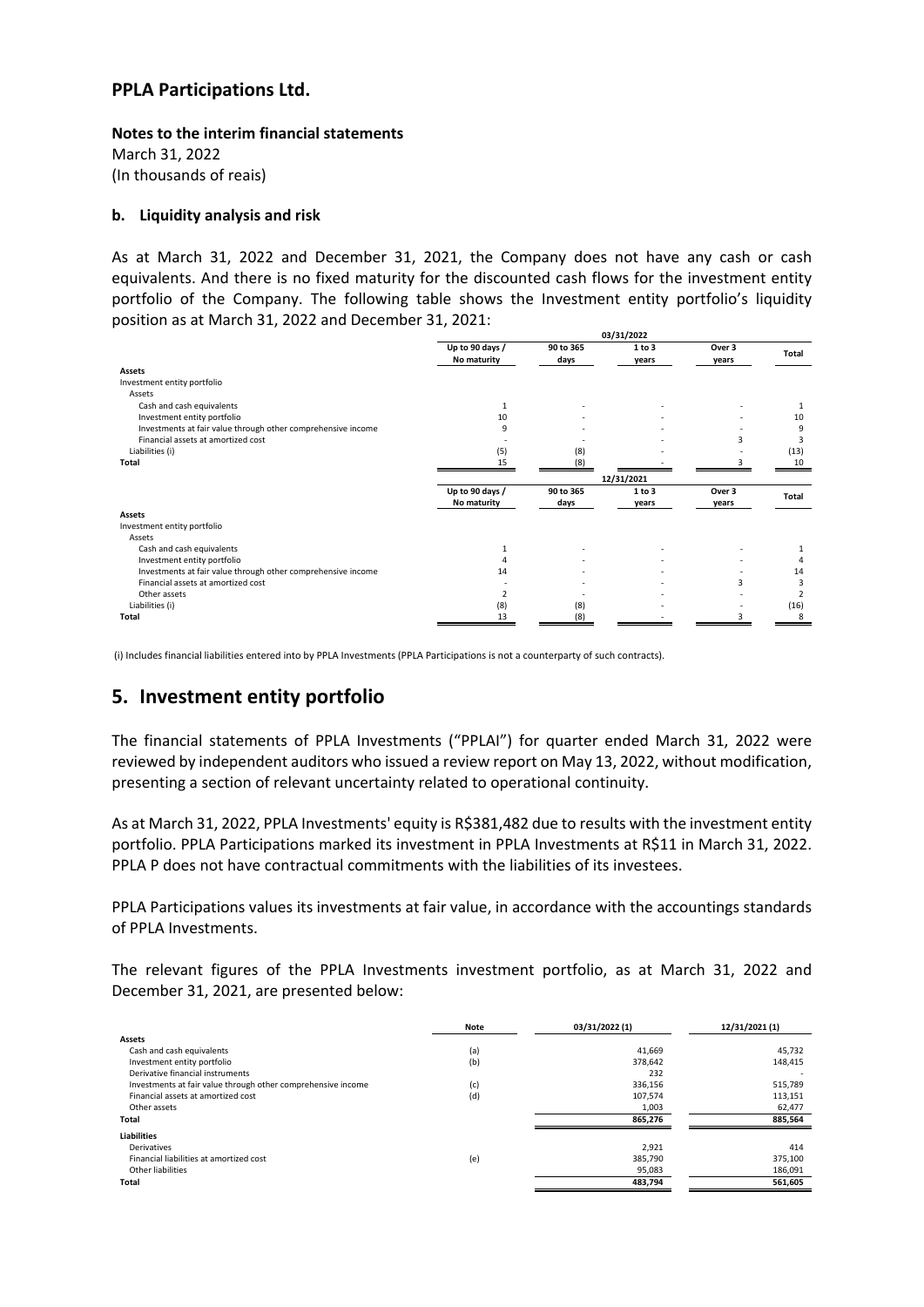# PPLA Participations Ltd.

**Notes to the interim financial statements**
March 31, 2022
(In thousands of reais)

### b. Liquidity analysis and risk

As at March 31, 2022 and December 31, 2021, the Company does not have any cash or cash equivalents. And there is no fixed maturity for the discounted cash flows for the investment entity portfolio of the Company. The following table shows the Investment entity portfolio's liquidity position as at March 31, 2022 and December 31, 2021:

| | 03/31/2022 | | | | |
|---|---|---|---|---|---|
| | Up to 90 days / No maturity | 90 to 365 days | 1 to 3 years | Over 3 years | Total |
| **Assets** | | | | | |
| Investment entity portfolio | | | | | |
| Assets | | | | | |
| Cash and cash equivalents | 1 | - | - | - | 1 |
| Investment entity portfolio | 10 | - | - | - | 10 |
| Investments at fair value through other comprehensive income | 9 | - | - | - | 9 |
| Financial assets at amortized cost | - | - | - | 3 | 3 |
| Liabilities (i) | (5) | (8) | - | - | (13) |
| **Total** | 15 | (8) | - | 3 | 10 |

| | 12/31/2021 | | | | |
|---|---|---|---|---|---|
| | Up to 90 days / No maturity | 90 to 365 days | 1 to 3 years | Over 3 years | Total |
| **Assets** | | | | | |
| Investment entity portfolio | | | | | |
| Assets | | | | | |
| Cash and cash equivalents | 1 | - | - | - | 1 |
| Investment entity portfolio | 4 | - | - | - | 4 |
| Investments at fair value through other comprehensive income | 14 | - | - | - | 14 |
| Financial assets at amortized cost | - | - | - | 3 | 3 |
| Other assets | 2 | - | - | - | 2 |
| Liabilities (i) | (8) | (8) | - | - | (16) |
| **Total** | 13 | (8) | - | 3 | 8 |

(i) Includes financial liabilities entered into by PPLA Investments (PPLA Participations is not a counterparty of such contracts).

## 5. Investment entity portfolio

The financial statements of PPLA Investments ("PPLAI") for quarter ended March 31, 2022 were reviewed by independent auditors who issued a review report on May 13, 2022, without modification, presenting a section of relevant uncertainty related to operational continuity.

As at March 31, 2022, PPLA Investments' equity is R$381,482 due to results with the investment entity portfolio. PPLA Participations marked its investment in PPLA Investments at R$11 in March 31, 2022. PPLA P does not have contractual commitments with the liabilities of its investees.

PPLA Participations values its investments at fair value, in accordance with the accountings standards of PPLA Investments.

The relevant figures of the PPLA Investments investment portfolio, as at March 31, 2022 and December 31, 2021, are presented below:

| | Note | 03/31/2022 (1) | 12/31/2021 (1) |
|---|---|---|---|
| **Assets** | | | |
| Cash and cash equivalents | (a) | 41,669 | 45,732 |
| Investment entity portfolio | (b) | 378,642 | 148,415 |
| Derivative financial instruments | | 232 | - |
| Investments at fair value through other comprehensive income | (c) | 336,156 | 515,789 |
| Financial assets at amortized cost | (d) | 107,574 | 113,151 |
| Other assets | | 1,003 | 62,477 |
| **Total** | | 865,276 | 885,564 |
| **Liabilities** | | | |
| Derivatives | | 2,921 | 414 |
| Financial liabilities at amortized cost | (e) | 385,790 | 375,100 |
| Other liabilities | | 95,083 | 186,091 |
| **Total** | | 483,794 | 561,605 |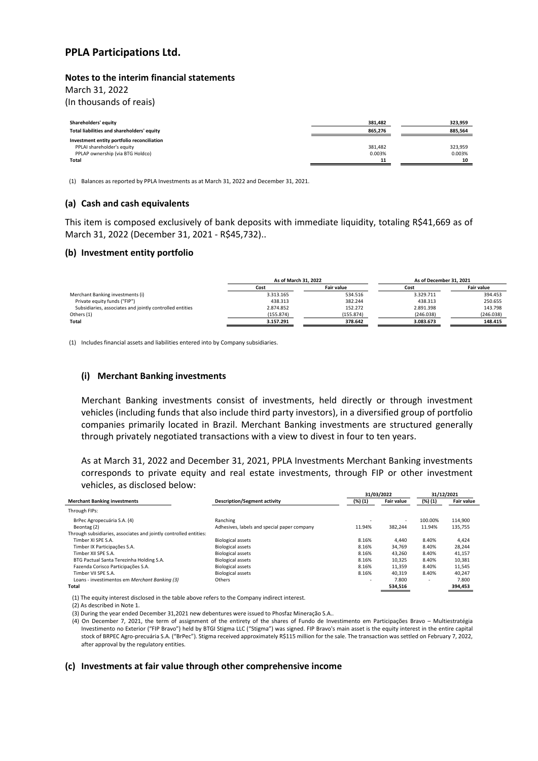## PPLA Participations Ltd.

**Notes to the interim financial statements**

March 31, 2022

(In thousands of reais)

| | | |
|---|---|---|
| **Shareholders' equity** | **381,482** | **323,959** |
| **Total liabilities and shareholders' equity** | **865,276** | **885,564** |
| **Investment entity portfolio reconciliation** | | |
| PPLAI shareholder's equity | 381,482 | 323,959 |
| PPLAP ownership (via BTG Holdco) | 0.003% | 0.003% |
| **Total** | **11** | **10** |

(1) Balances as reported by PPLA Investments as at March 31, 2022 and December 31, 2021.

### (a) Cash and cash equivalents

This item is composed exclusively of bank deposits with immediate liquidity, totaling R$41,669 as of March 31, 2022 (December 31, 2021 - R$45,732)..

### (b) Investment entity portfolio

| | As of March 31, 2022 | | As of December 31, 2021 | |
|---|---|---|---|---|
| | Cost | Fair value | Cost | Fair value |
| Merchant Banking investments (i) | 3.313.165 | 534.516 | 3.329.711 | 394.453 |
| Private equity funds ("FIP") | 438.313 | 382.244 | 438.313 | 250.655 |
| Subsidiaries, associates and jointly controlled entities | 2.874.852 | 152.272 | 2.891.398 | 143.798 |
| Others (1) | (155.874) | (155.874) | (246.038) | (246.038) |
| **Total** | **3.157.291** | **378.642** | **3.083.673** | **148.415** |

(1) Includes financial assets and liabilities entered into by Company subsidiaries.

#### (i) Merchant Banking investments

Merchant Banking investments consist of investments, held directly or through investment vehicles (including funds that also include third party investors), in a diversified group of portfolio companies primarily located in Brazil. Merchant Banking investments are structured generally through privately negotiated transactions with a view to divest in four to ten years.

As at March 31, 2022 and December 31, 2021, PPLA Investments Merchant Banking investments corresponds to private equity and real estate investments, through FIP or other investment vehicles, as disclosed below:

| | | 31/03/2022 | | 31/12/2021 | |
|---|---|---|---|---|---|
| **Merchant Banking investments** | **Description/Segment activity** | **(%) (1)** | **Fair value** | **(%) (1)** | **Fair value** |
| Through FIPs: | | | | | |
| BrPec Agropecuária S.A. (4) | Ranching | - | - | 100.00% | 114,900 |
| Beontag (2) | Adhesives, labels and special paper company | 11.94% | 382,244 | 11.94% | 135,755 |
| Through subsidiaries, associates and jointly controlled entities: | | | | | |
| Timber XI SPE S.A. | Biological assets | 8.16% | 4,440 | 8.40% | 4,424 |
| Timber IX Participações S.A. | Biological assets | 8.16% | 34,769 | 8.40% | 28,244 |
| Timber XII SPE S.A. | Biological assets | 8.16% | 43,260 | 8.40% | 41,157 |
| BTG Pactual Santa Terezinha Holding S.A. | Biological assets | 8.16% | 10,325 | 8.40% | 10,381 |
| Fazenda Corisco Participações S.A. | Biological assets | 8.16% | 11,359 | 8.40% | 11,545 |
| Timber VII SPE S.A. | Biological assets | 8.16% | 40,319 | 8.40% | 40,247 |
| Loans - investimentos em *Merchant Banking* (3) | Others | - | 7.800 | - | 7.800 |
| **Total** | | | **534,516** | | **394,453** |

(1) The equity interest disclosed in the table above refers to the Company indirect interest.

(2) As described in Note 1.

(3) During the year ended December 31,2021 new debentures were issued to Phosfaz Mineração S.A..

(4) On December 7, 2021, the term of assignment of the entirety of the shares of Fundo de Investimento em Participações Bravo – Multiestratégia Investimento no Exterior ("FIP Bravo") held by BTGI Stigma LLC ("Stigma") was signed. FIP Bravo's main asset is the equity interest in the entire capital stock of BRPEC Agro-precuária S.A. ("BrPec"). Stigma received approximately R$115 million for the sale. The transaction was settled on February 7, 2022, after approval by the regulatory entities.

### (c) Investments at fair value through other comprehensive income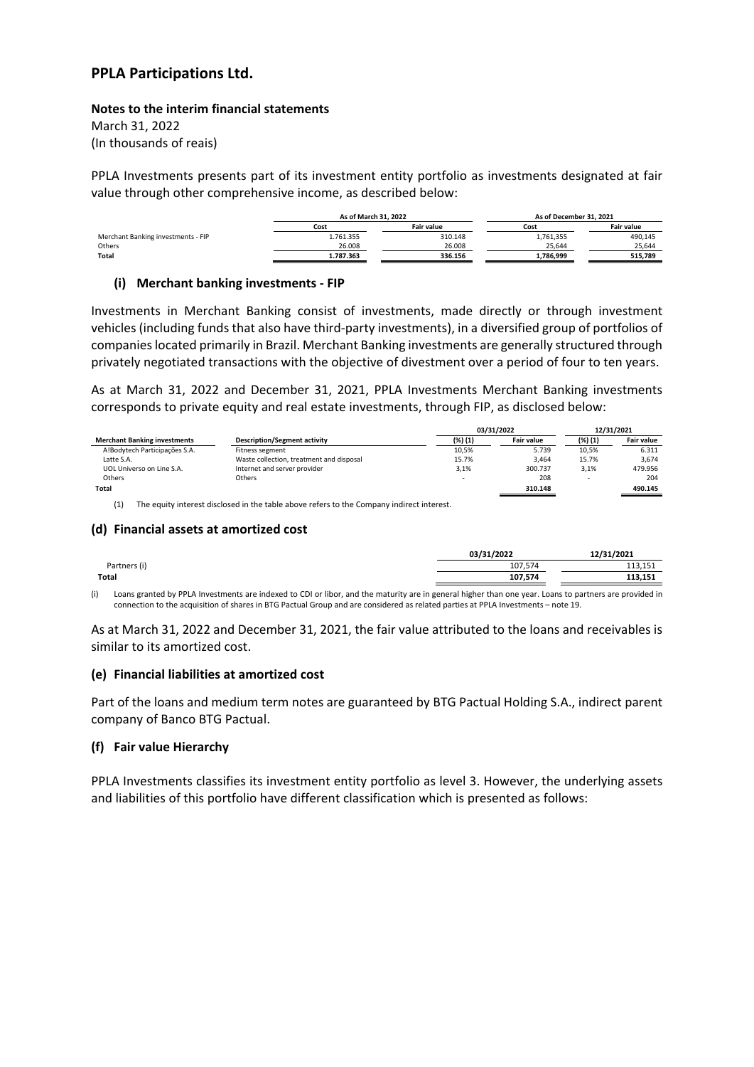# PPLA Participations Ltd.

**Notes to the interim financial statements**

March 31, 2022

(In thousands of reais)

PPLA Investments presents part of its investment entity portfolio as investments designated at fair value through other comprehensive income, as described below:

| | As of March 31, 2022 | | As of December 31, 2021 | |
|---|---|---|---|---|
| | Cost | Fair value | Cost | Fair value |
| Merchant Banking investments - FIP | 1.761.355 | 310.148 | 1,761,355 | 490,145 |
| Others | 26.008 | 26.008 | 25,644 | 25,644 |
| **Total** | **1.787.363** | **336.156** | **1,786,999** | **515,789** |

### (i) Merchant banking investments - FIP

Investments in Merchant Banking consist of investments, made directly or through investment vehicles (including funds that also have third-party investments), in a diversified group of portfolios of companies located primarily in Brazil. Merchant Banking investments are generally structured through privately negotiated transactions with the objective of divestment over a period of four to ten years.

As at March 31, 2022 and December 31, 2021, PPLA Investments Merchant Banking investments corresponds to private equity and real estate investments, through FIP, as disclosed below:

| | | 03/31/2022 | | 12/31/2021 | |
|---|---|---|---|---|---|
| **Merchant Banking investments** | **Description/Segment activity** | **(%) (1)** | **Fair value** | **(%) (1)** | **Fair value** |
| A!Bodytech Participações S.A. | Fitness segment | 10,5% | 5.739 | 10,5% | 6.311 |
| Latte S.A. | Waste collection, treatment and disposal | 15.7% | 3,464 | 15.7% | 3,674 |
| UOL Universo on Line S.A. | Internet and server provider | 3,1% | 300.737 | 3,1% | 479.956 |
| Others | Others | - | 208 | - | 204 |
| **Total** | | | **310.148** | | **490.145** |

(1) The equity interest disclosed in the table above refers to the Company indirect interest.

## (d) Financial assets at amortized cost

| | 03/31/2022 | 12/31/2021 |
|---|---|---|
| Partners (i) | 107,574 | 113,151 |
| **Total** | **107,574** | **113,151** |

(i) Loans granted by PPLA Investments are indexed to CDI or libor, and the maturity are in general higher than one year. Loans to partners are provided in connection to the acquisition of shares in BTG Pactual Group and are considered as related parties at PPLA Investments – note 19.

As at March 31, 2022 and December 31, 2021, the fair value attributed to the loans and receivables is similar to its amortized cost.

## (e) Financial liabilities at amortized cost

Part of the loans and medium term notes are guaranteed by BTG Pactual Holding S.A., indirect parent company of Banco BTG Pactual.

## (f) Fair value Hierarchy

PPLA Investments classifies its investment entity portfolio as level 3. However, the underlying assets and liabilities of this portfolio have different classification which is presented as follows: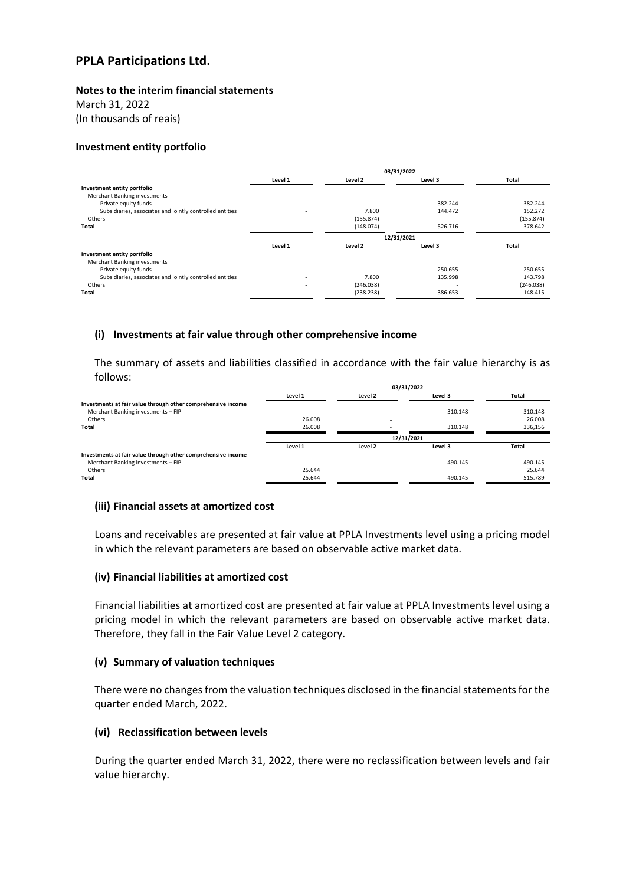# PPLA Participations Ltd.

**Notes to the interim financial statements**
March 31, 2022
(In thousands of reais)

**Investment entity portfolio**

| | 03/31/2022 | | | |
|---|---|---|---|---|
| | Level 1 | Level 2 | Level 3 | Total |
| **Investment entity portfolio** | | | | |
| Merchant Banking investments | | | | |
| Private equity funds | - | - | 382.244 | 382.244 |
| Subsidiaries, associates and jointly controlled entities | - | 7.800 | 144.472 | 152.272 |
| Others | - | (155.874) | - | (155.874) |
| **Total** | - | (148.074) | 526.716 | 378.642 |

| | 12/31/2021 | | | |
|---|---|---|---|---|
| | Level 1 | Level 2 | Level 3 | Total |
| **Investment entity portfolio** | | | | |
| Merchant Banking investments | | | | |
| Private equity funds | - | - | 250.655 | 250.655 |
| Subsidiaries, associates and jointly controlled entities | - | 7.800 | 135.998 | 143.798 |
| Others | - | (246.038) | - | (246.038) |
| **Total** | - | (238.238) | 386.653 | 148.415 |

### (i) Investments at fair value through other comprehensive income

The summary of assets and liabilities classified in accordance with the fair value hierarchy is as follows:

| | 03/31/2022 | | | |
|---|---|---|---|---|
| | Level 1 | Level 2 | Level 3 | Total |
| **Investments at fair value through other comprehensive income** | | | | |
| Merchant Banking investments – FIP | - | - | 310.148 | 310.148 |
| Others | 26.008 | - | | 26.008 |
| **Total** | 26.008 | - | 310.148 | 336,156 |

| | 12/31/2021 | | | |
|---|---|---|---|---|
| | Level 1 | Level 2 | Level 3 | Total |
| **Investments at fair value through other comprehensive income** | | | | |
| Merchant Banking investments – FIP | - | - | 490.145 | 490.145 |
| Others | 25.644 | - | - | 25.644 |
| **Total** | 25.644 | - | 490.145 | 515.789 |

### (iii) Financial assets at amortized cost

Loans and receivables are presented at fair value at PPLA Investments level using a pricing model in which the relevant parameters are based on observable active market data.

### (iv) Financial liabilities at amortized cost

Financial liabilities at amortized cost are presented at fair value at PPLA Investments level using a pricing model in which the relevant parameters are based on observable active market data. Therefore, they fall in the Fair Value Level 2 category.

### (v) Summary of valuation techniques

There were no changes from the valuation techniques disclosed in the financial statements for the quarter ended March, 2022.

### (vi) Reclassification between levels

During the quarter ended March 31, 2022, there were no reclassification between levels and fair value hierarchy.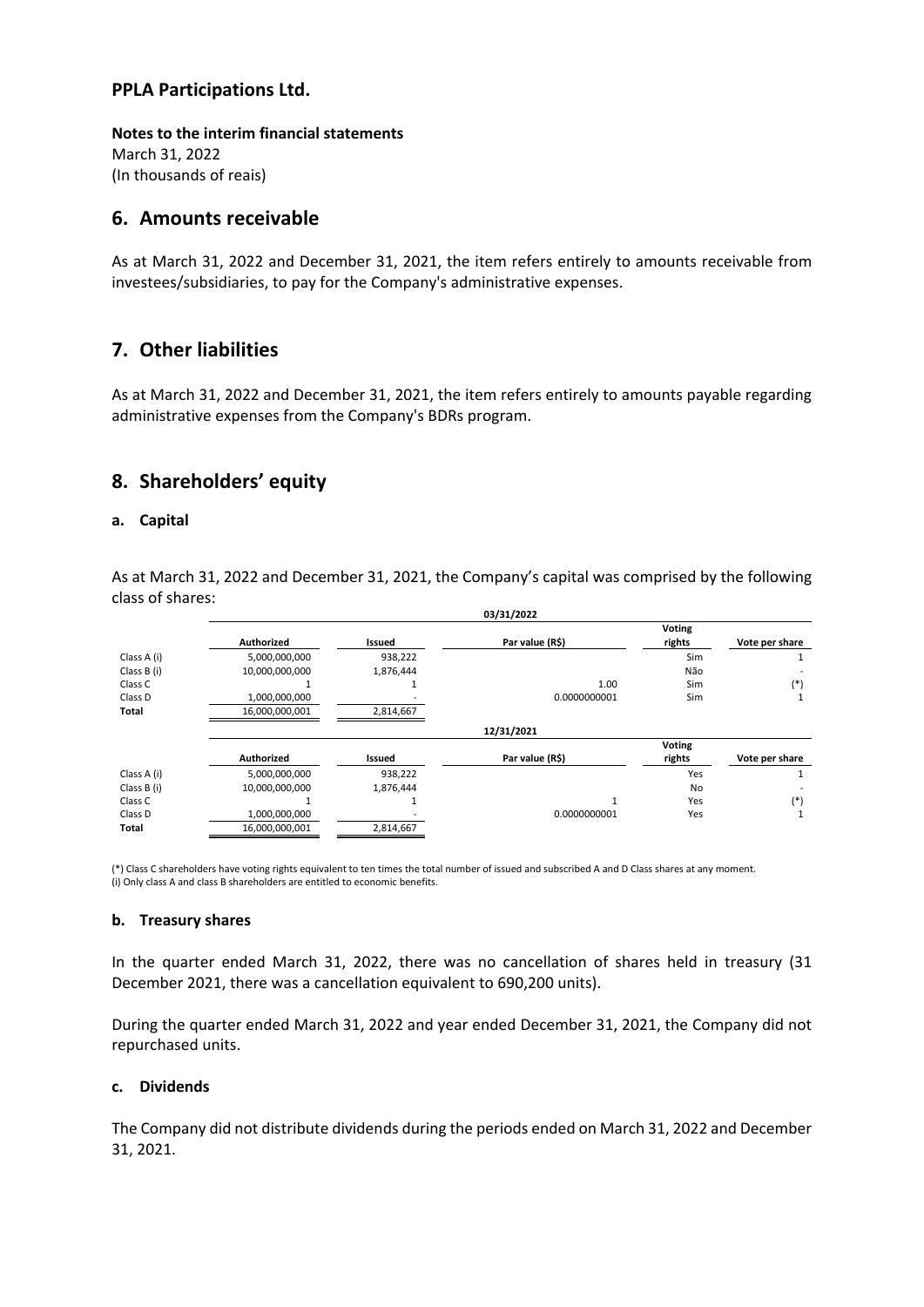**PPLA Participations Ltd.**

**Notes to the interim financial statements**
March 31, 2022
(In thousands of reais)

## 6. Amounts receivable

As at March 31, 2022 and December 31, 2021, the item refers entirely to amounts receivable from investees/subsidiaries, to pay for the Company's administrative expenses.

## 7. Other liabilities

As at March 31, 2022 and December 31, 2021, the item refers entirely to amounts payable regarding administrative expenses from the Company's BDRs program.

## 8. Shareholders' equity

### a. Capital

As at March 31, 2022 and December 31, 2021, the Company's capital was comprised by the following class of shares:

| | 03/31/2022 | | | | |
|---|---|---|---|---|---|
| | **Authorized** | **Issued** | **Par value (R$)** | **Voting rights** | **Vote per share** |
| Class A (i) | 5,000,000,000 | 938,222 | | Sim | 1 |
| Class B (i) | 10,000,000,000 | 1,876,444 | | Não | - |
| Class C | 1 | 1 | 1.00 | Sim | (*) |
| Class D | 1,000,000,000 | - | 0.0000000001 | Sim | 1 |
| **Total** | 16,000,000,001 | 2,814,667 | | | |

| | 12/31/2021 | | | | |
|---|---|---|---|---|---|
| | **Authorized** | **Issued** | **Par value (R$)** | **Voting rights** | **Vote per share** |
| Class A (i) | 5,000,000,000 | 938,222 | | Yes | 1 |
| Class B (i) | 10,000,000,000 | 1,876,444 | | No | - |
| Class C | 1 | 1 | 1 | Yes | (*) |
| Class D | 1,000,000,000 | - | 0.0000000001 | Yes | 1 |
| **Total** | 16,000,000,001 | 2,814,667 | | | |

(*) Class C shareholders have voting rights equivalent to ten times the total number of issued and subscribed A and D Class shares at any moment.
(i) Only class A and class B shareholders are entitled to economic benefits.

### b. Treasury shares

In the quarter ended March 31, 2022, there was no cancellation of shares held in treasury (31 December 2021, there was a cancellation equivalent to 690,200 units).

During the quarter ended March 31, 2022 and year ended December 31, 2021, the Company did not repurchased units.

### c. Dividends

The Company did not distribute dividends during the periods ended on March 31, 2022 and December 31, 2021.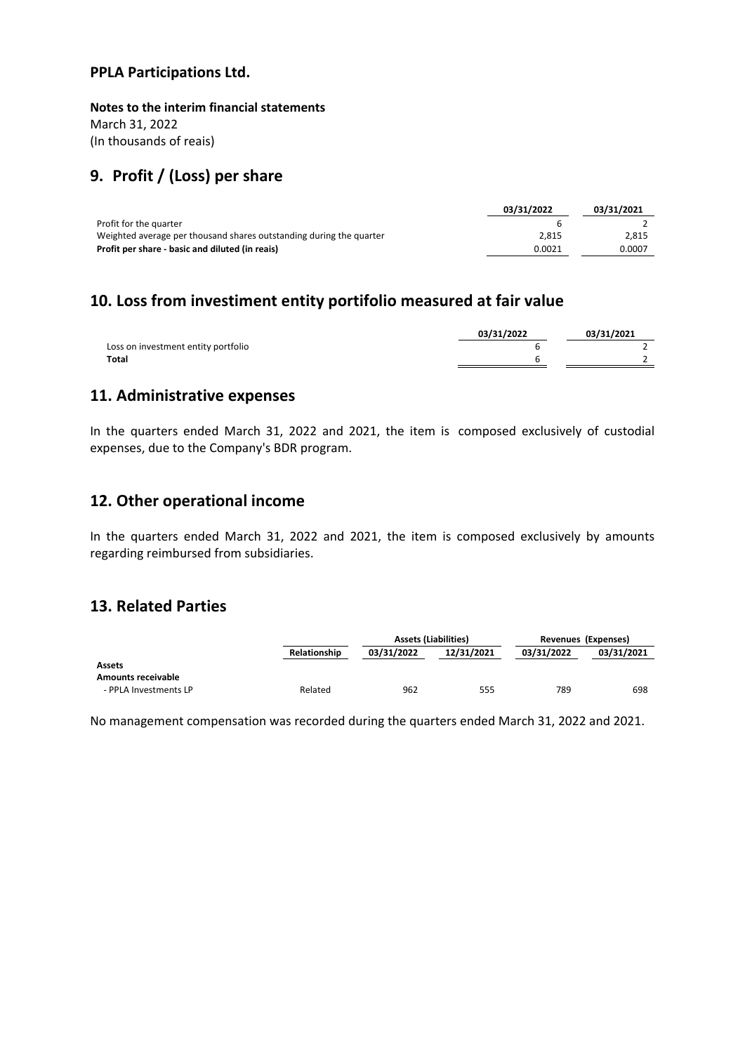**PPLA Participations Ltd.**

**Notes to the interim financial statements**
March 31, 2022
(In thousands of reais)

## 9. Profit / (Loss) per share

| | 03/31/2022 | 03/31/2021 |
|---|---|---|
| Profit for the quarter | 6 | 2 |
| Weighted average per thousand shares outstanding during the quarter | 2,815 | 2,815 |
| **Profit per share - basic and diluted (in reais)** | 0.0021 | 0.0007 |

## 10. Loss from investiment entity portifolio measured at fair value

| | 03/31/2022 | 03/31/2021 |
|---|---|---|
| Loss on investment entity portfolio | 6 | 2 |
| **Total** | 6 | 2 |

## 11. Administrative expenses

In the quarters ended March 31, 2022 and 2021, the item is composed exclusively of custodial expenses, due to the Company's BDR program.

## 12. Other operational income

In the quarters ended March 31, 2022 and 2021, the item is composed exclusively by amounts regarding reimbursed from subsidiaries.

## 13. Related Parties

| | | Assets (Liabilities) | | Revenues (Expenses) | |
|---|---|---|---|---|---|
| | Relationship | 03/31/2022 | 12/31/2021 | 03/31/2022 | 03/31/2021 |
| **Assets** | | | | | |
| **Amounts receivable** | | | | | |
| - PPLA Investments LP | Related | 962 | 555 | 789 | 698 |

No management compensation was recorded during the quarters ended March 31, 2022 and 2021.